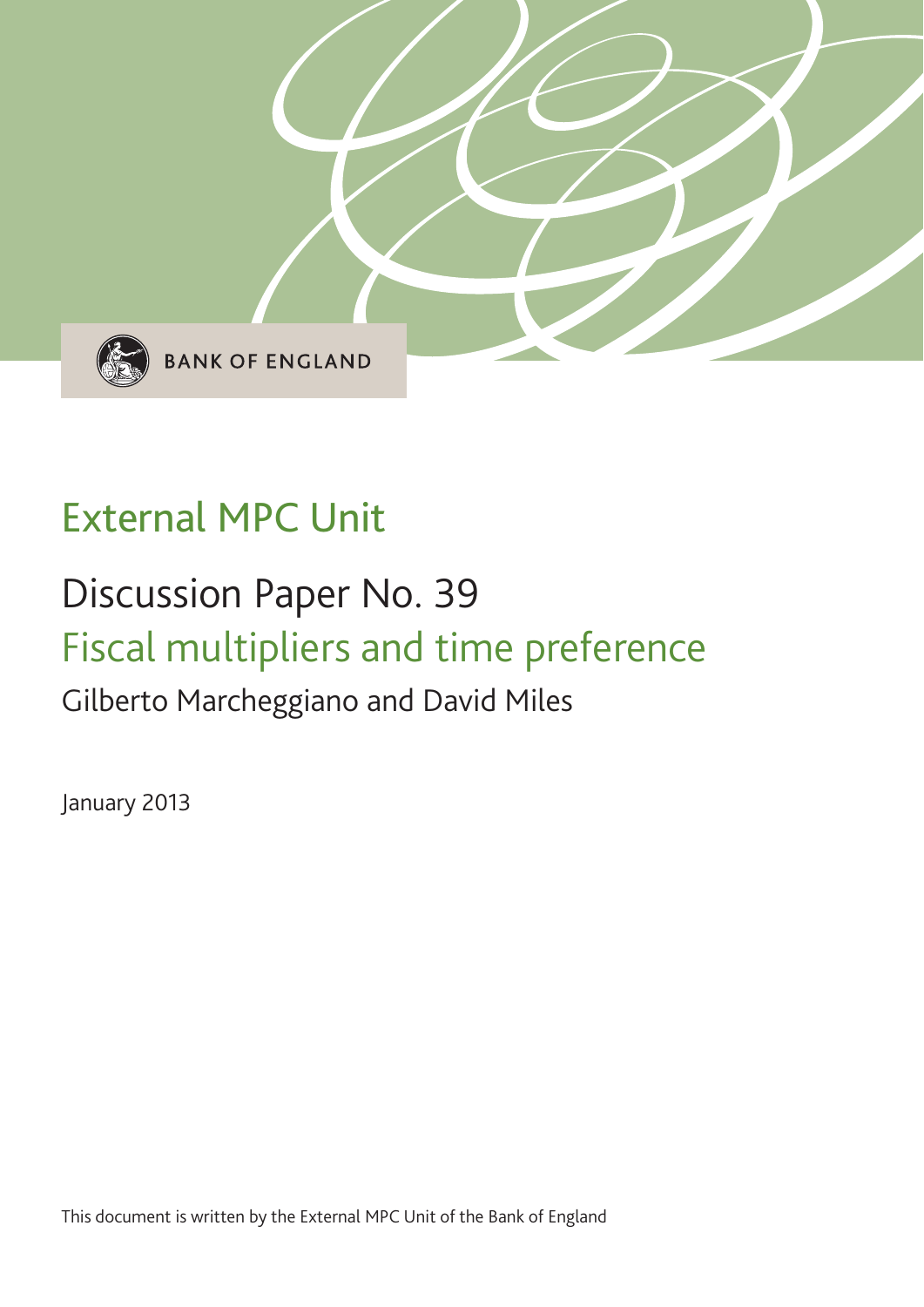BANK OF ENGLAND

# External MPC Unit

## Discussion Paper No. 39

## Fiscal multipliers and time preference

Gilberto Marcheggiano and David Miles

January 2013

This document is written by the External MPC Unit of the Bank of England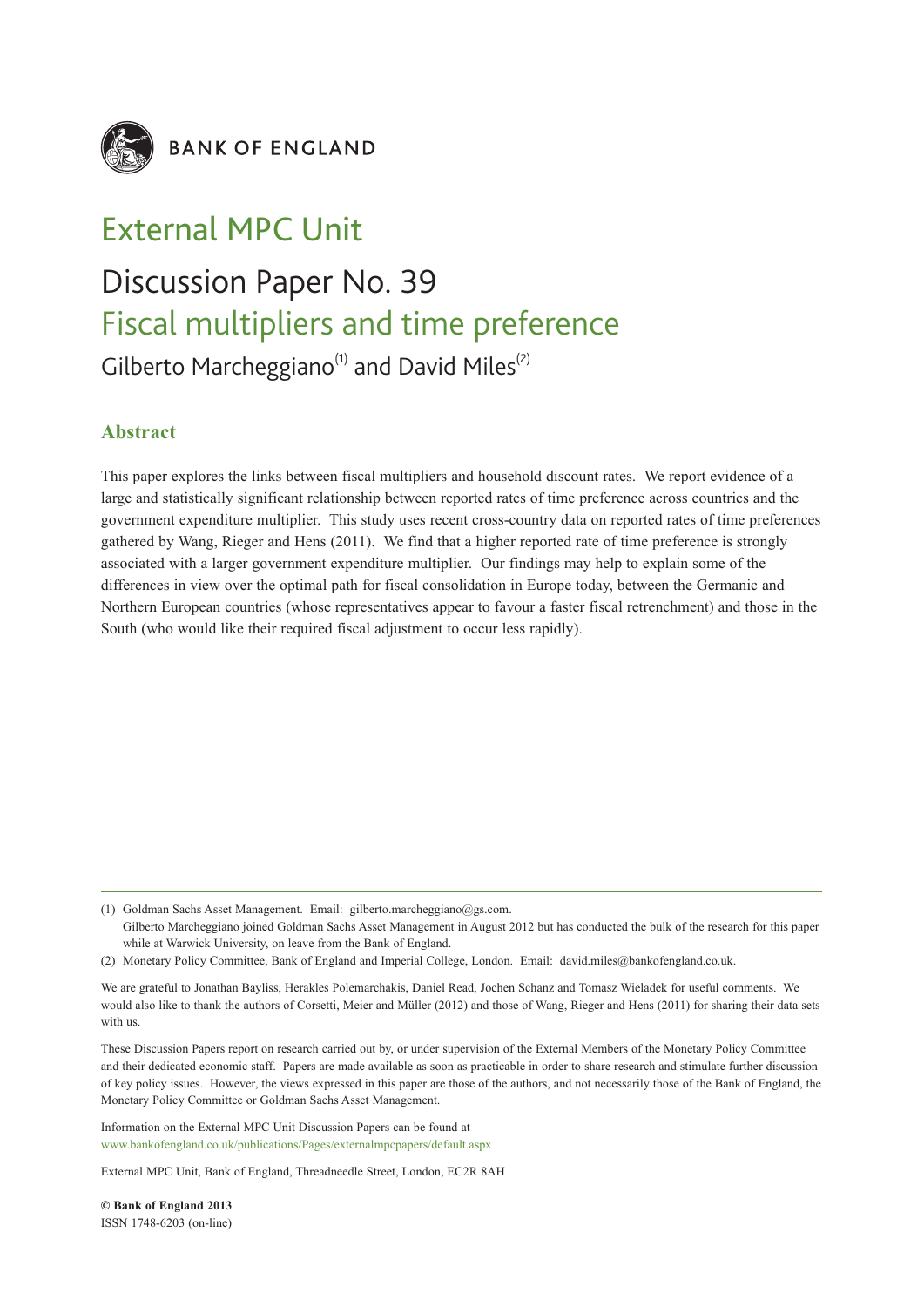BANK OF ENGLAND

# External MPC Unit

## Discussion Paper No. 39

## Fiscal multipliers and time preference

Gilberto Marcheggiano[(1)] and David Miles[(2)]

### Abstract

This paper explores the links between fiscal multipliers and household discount rates. We report evidence of a large and statistically significant relationship between reported rates of time preference across countries and the government expenditure multiplier. This study uses recent cross-country data on reported rates of time preferences gathered by Wang, Rieger and Hens (2011). We find that a higher reported rate of time preference is strongly associated with a larger government expenditure multiplier. Our findings may help to explain some of the differences in view over the optimal path for fiscal consolidation in Europe today, between the Germanic and Northern European countries (whose representatives appear to favour a faster fiscal retrenchment) and those in the South (who would like their required fiscal adjustment to occur less rapidly).

---

(1) Goldman Sachs Asset Management. Email: gilberto.marcheggiano@gs.com.
Gilberto Marcheggiano joined Goldman Sachs Asset Management in August 2012 but has conducted the bulk of the research for this paper while at Warwick University, on leave from the Bank of England.

(2) Monetary Policy Committee, Bank of England and Imperial College, London. Email: david.miles@bankofengland.co.uk.

We are grateful to Jonathan Bayliss, Herakles Polemarchakis, Daniel Read, Jochen Schanz and Tomasz Wieladek for useful comments. We would also like to thank the authors of Corsetti, Meier and Müller (2012) and those of Wang, Rieger and Hens (2011) for sharing their data sets with us.

These Discussion Papers report on research carried out by, or under supervision of the External Members of the Monetary Policy Committee and their dedicated economic staff. Papers are made available as soon as practicable in order to share research and stimulate further discussion of key policy issues. However, the views expressed in this paper are those of the authors, and not necessarily those of the Bank of England, the Monetary Policy Committee or Goldman Sachs Asset Management.

Information on the External MPC Unit Discussion Papers can be found at
www.bankofengland.co.uk/publications/Pages/externalmpcpapers/default.aspx

External MPC Unit, Bank of England, Threadneedle Street, London, EC2R 8AH

**© Bank of England 2013**
ISSN 1748-6203 (on-line)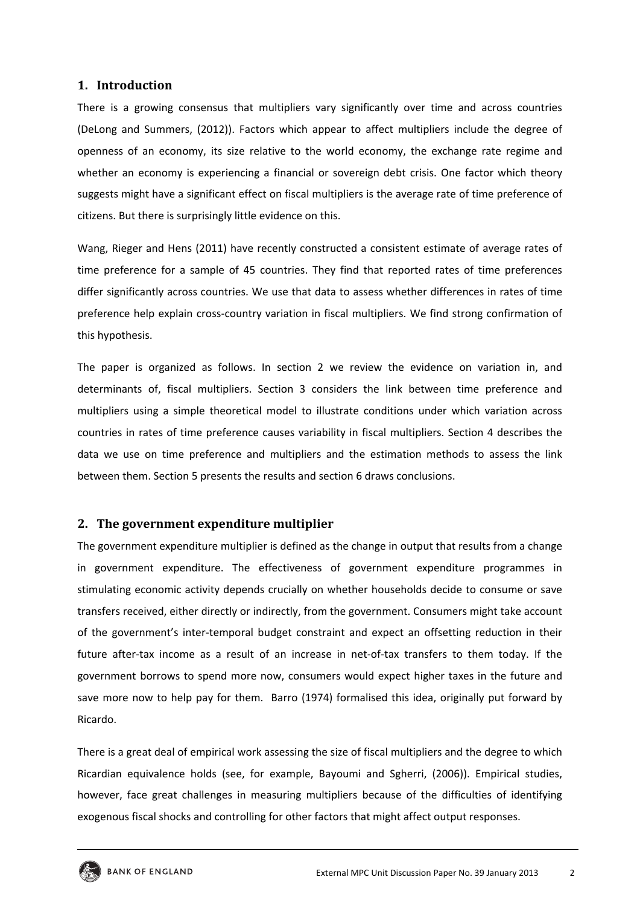## 1. Introduction

There is a growing consensus that multipliers vary significantly over time and across countries (DeLong and Summers, (2012)). Factors which appear to affect multipliers include the degree of openness of an economy, its size relative to the world economy, the exchange rate regime and whether an economy is experiencing a financial or sovereign debt crisis. One factor which theory suggests might have a significant effect on fiscal multipliers is the average rate of time preference of citizens. But there is surprisingly little evidence on this.

Wang, Rieger and Hens (2011) have recently constructed a consistent estimate of average rates of time preference for a sample of 45 countries. They find that reported rates of time preferences differ significantly across countries. We use that data to assess whether differences in rates of time preference help explain cross-country variation in fiscal multipliers. We find strong confirmation of this hypothesis.

The paper is organized as follows. In section 2 we review the evidence on variation in, and determinants of, fiscal multipliers. Section 3 considers the link between time preference and multipliers using a simple theoretical model to illustrate conditions under which variation across countries in rates of time preference causes variability in fiscal multipliers. Section 4 describes the data we use on time preference and multipliers and the estimation methods to assess the link between them. Section 5 presents the results and section 6 draws conclusions.

## 2. The government expenditure multiplier

The government expenditure multiplier is defined as the change in output that results from a change in government expenditure. The effectiveness of government expenditure programmes in stimulating economic activity depends crucially on whether households decide to consume or save transfers received, either directly or indirectly, from the government. Consumers might take account of the government's inter-temporal budget constraint and expect an offsetting reduction in their future after-tax income as a result of an increase in net-of-tax transfers to them today. If the government borrows to spend more now, consumers would expect higher taxes in the future and save more now to help pay for them. Barro (1974) formalised this idea, originally put forward by Ricardo.

There is a great deal of empirical work assessing the size of fiscal multipliers and the degree to which Ricardian equivalence holds (see, for example, Bayoumi and Sgherri, (2006)). Empirical studies, however, face great challenges in measuring multipliers because of the difficulties of identifying exogenous fiscal shocks and controlling for other factors that might affect output responses.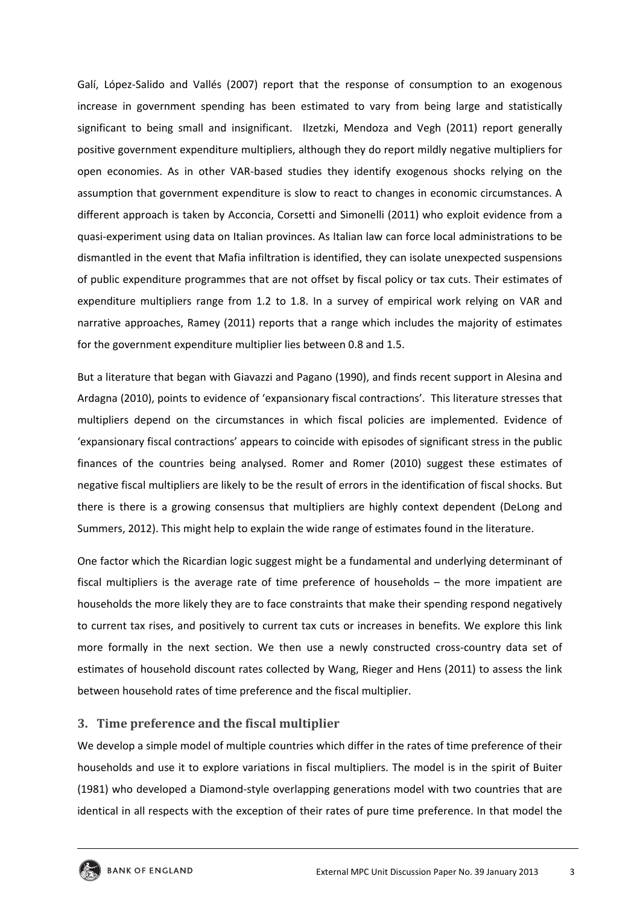Galí, López-Salido and Vallés (2007) report that the response of consumption to an exogenous increase in government spending has been estimated to vary from being large and statistically significant to being small and insignificant. Ilzetzki, Mendoza and Vegh (2011) report generally positive government expenditure multipliers, although they do report mildly negative multipliers for open economies. As in other VAR-based studies they identify exogenous shocks relying on the assumption that government expenditure is slow to react to changes in economic circumstances. A different approach is taken by Acconcia, Corsetti and Simonelli (2011) who exploit evidence from a quasi-experiment using data on Italian provinces. As Italian law can force local administrations to be dismantled in the event that Mafia infiltration is identified, they can isolate unexpected suspensions of public expenditure programmes that are not offset by fiscal policy or tax cuts. Their estimates of expenditure multipliers range from 1.2 to 1.8. In a survey of empirical work relying on VAR and narrative approaches, Ramey (2011) reports that a range which includes the majority of estimates for the government expenditure multiplier lies between 0.8 and 1.5.

But a literature that began with Giavazzi and Pagano (1990), and finds recent support in Alesina and Ardagna (2010), points to evidence of 'expansionary fiscal contractions'. This literature stresses that multipliers depend on the circumstances in which fiscal policies are implemented. Evidence of 'expansionary fiscal contractions' appears to coincide with episodes of significant stress in the public finances of the countries being analysed. Romer and Romer (2010) suggest these estimates of negative fiscal multipliers are likely to be the result of errors in the identification of fiscal shocks. But there is there is a growing consensus that multipliers are highly context dependent (DeLong and Summers, 2012). This might help to explain the wide range of estimates found in the literature.

One factor which the Ricardian logic suggest might be a fundamental and underlying determinant of fiscal multipliers is the average rate of time preference of households – the more impatient are households the more likely they are to face constraints that make their spending respond negatively to current tax rises, and positively to current tax cuts or increases in benefits. We explore this link more formally in the next section. We then use a newly constructed cross-country data set of estimates of household discount rates collected by Wang, Rieger and Hens (2011) to assess the link between household rates of time preference and the fiscal multiplier.

## 3. Time preference and the fiscal multiplier

We develop a simple model of multiple countries which differ in the rates of time preference of their households and use it to explore variations in fiscal multipliers. The model is in the spirit of Buiter (1981) who developed a Diamond-style overlapping generations model with two countries that are identical in all respects with the exception of their rates of pure time preference. In that model the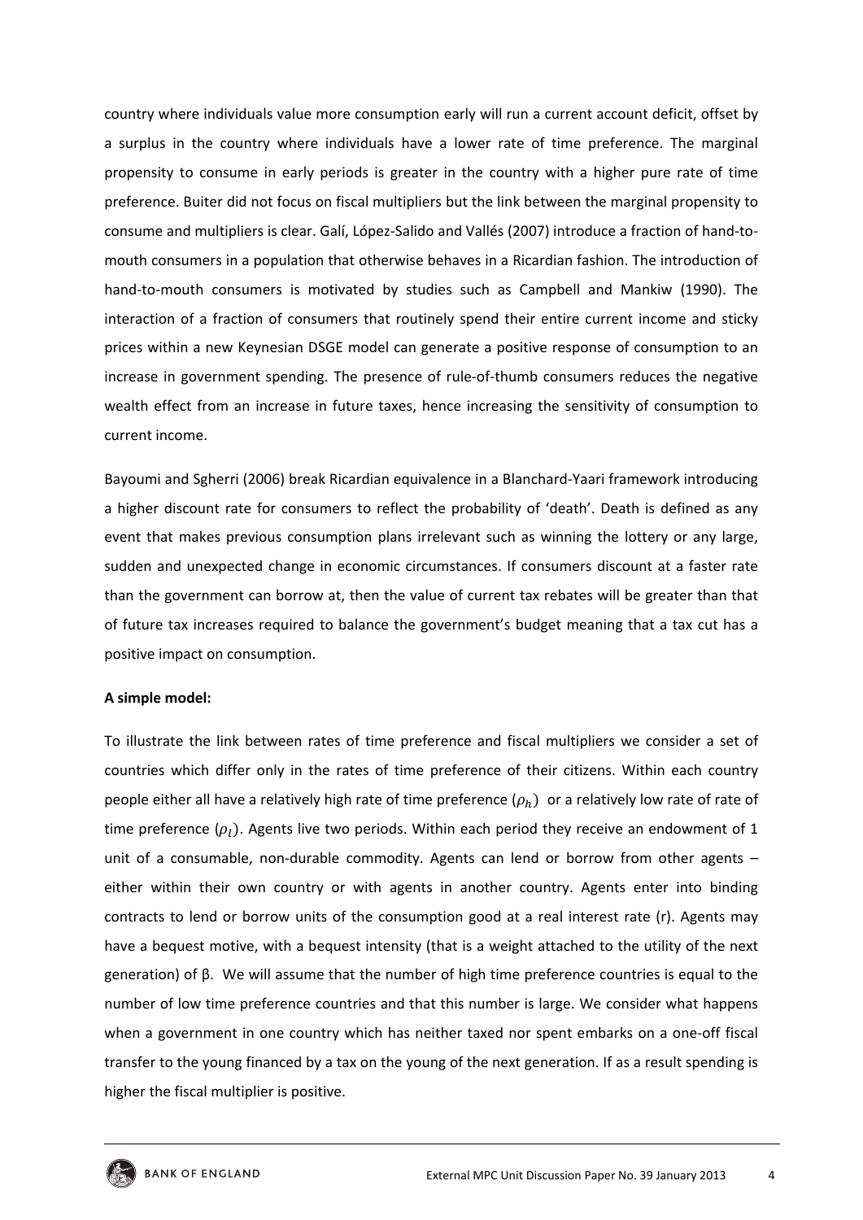country where individuals value more consumption early will run a current account deficit, offset by a surplus in the country where individuals have a lower rate of time preference. The marginal propensity to consume in early periods is greater in the country with a higher pure rate of time preference. Buiter did not focus on fiscal multipliers but the link between the marginal propensity to consume and multipliers is clear. Galí, López-Salido and Vallés (2007) introduce a fraction of hand-to-mouth consumers in a population that otherwise behaves in a Ricardian fashion. The introduction of hand-to-mouth consumers is motivated by studies such as Campbell and Mankiw (1990). The interaction of a fraction of consumers that routinely spend their entire current income and sticky prices within a new Keynesian DSGE model can generate a positive response of consumption to an increase in government spending. The presence of rule-of-thumb consumers reduces the negative wealth effect from an increase in future taxes, hence increasing the sensitivity of consumption to current income.

Bayoumi and Sgherri (2006) break Ricardian equivalence in a Blanchard-Yaari framework introducing a higher discount rate for consumers to reflect the probability of 'death'. Death is defined as any event that makes previous consumption plans irrelevant such as winning the lottery or any large, sudden and unexpected change in economic circumstances. If consumers discount at a faster rate than the government can borrow at, then the value of current tax rebates will be greater than that of future tax increases required to balance the government's budget meaning that a tax cut has a positive impact on consumption.

**A simple model:**

To illustrate the link between rates of time preference and fiscal multipliers we consider a set of countries which differ only in the rates of time preference of their citizens. Within each country people either all have a relatively high rate of time preference ($\rho_h$) or a relatively low rate of rate of time preference ($\rho_l$). Agents live two periods. Within each period they receive an endowment of 1 unit of a consumable, non-durable commodity. Agents can lend or borrow from other agents – either within their own country or with agents in another country. Agents enter into binding contracts to lend or borrow units of the consumption good at a real interest rate (r). Agents may have a bequest motive, with a bequest intensity (that is a weight attached to the utility of the next generation) of β. We will assume that the number of high time preference countries is equal to the number of low time preference countries and that this number is large. We consider what happens when a government in one country which has neither taxed nor spent embarks on a one-off fiscal transfer to the young financed by a tax on the young of the next generation. If as a result spending is higher the fiscal multiplier is positive.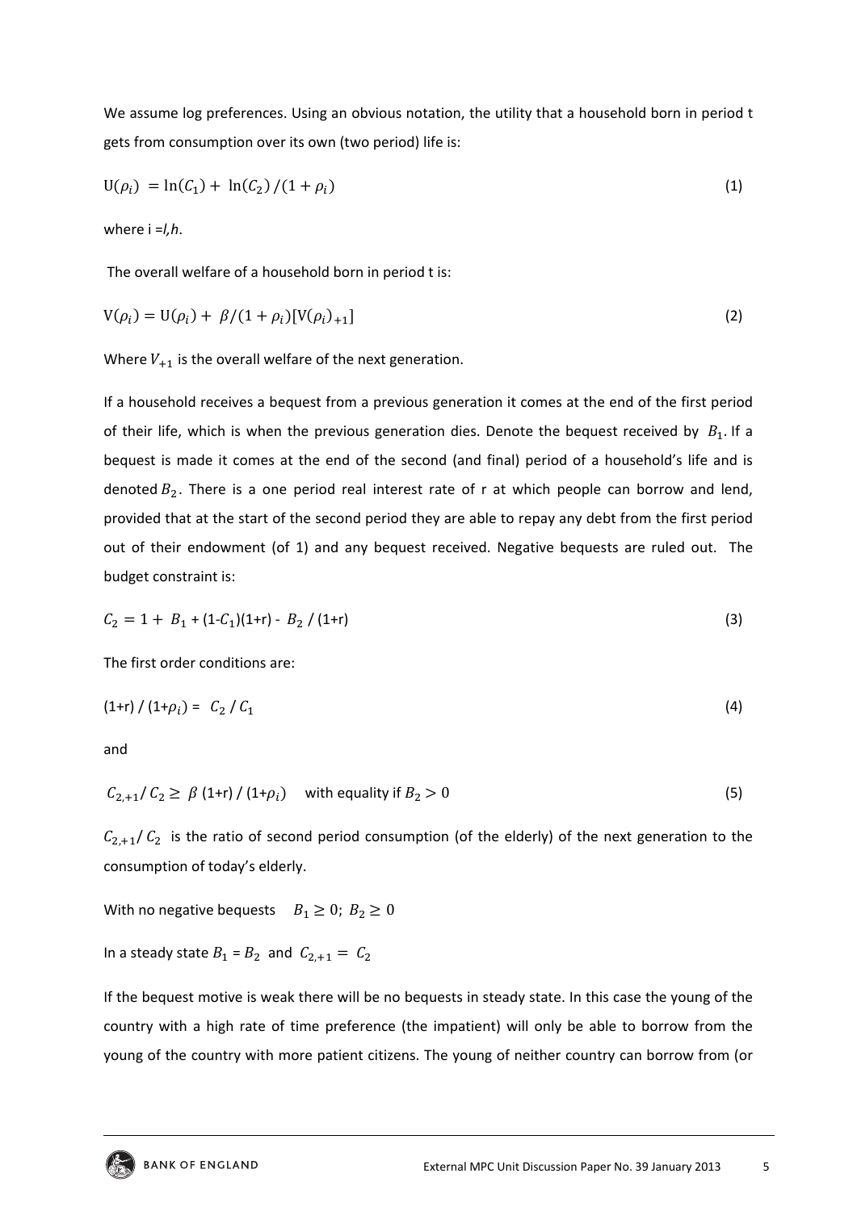We assume log preferences. Using an obvious notation, the utility that a household born in period t gets from consumption over its own (two period) life is:

$$\mathrm{U}(\rho_i) = \ln(C_1) + \ln(C_2)/(1+\rho_i) \tag{1}$$

where i =*l,h*.

The overall welfare of a household born in period t is:

$$\mathrm{V}(\rho_i) = \mathrm{U}(\rho_i) + \beta/(1+\rho_i)[\mathrm{V}(\rho_i)_{+1}] \tag{2}$$

Where $V_{+1}$ is the overall welfare of the next generation.

If a household receives a bequest from a previous generation it comes at the end of the first period of their life, which is when the previous generation dies. Denote the bequest received by $B_1$. If a bequest is made it comes at the end of the second (and final) period of a household's life and is denoted $B_2$. There is a one period real interest rate of r at which people can borrow and lend, provided that at the start of the second period they are able to repay any debt from the first period out of their endowment (of 1) and any bequest received. Negative bequests are ruled out. The budget constraint is:

$$C_2 = 1 + B_1 + (1-C_1)(1+r) - B_2/(1+r) \tag{3}$$

The first order conditions are:

$$(1+r)/(1+\rho_i) = C_2/C_1 \tag{4}$$

and

$$C_{2,+1}/C_2 \geq \beta(1+r)/(1+\rho_i) \quad \text{with equality if } B_2 > 0 \tag{5}$$

$C_{2,+1}/C_2$ is the ratio of second period consumption (of the elderly) of the next generation to the consumption of today's elderly.

With no negative bequests $\quad B_1 \geq 0;\ B_2 \geq 0$

In a steady state $B_1 = B_2$ and $C_{2,+1} = C_2$

If the bequest motive is weak there will be no bequests in steady state. In this case the young of the country with a high rate of time preference (the impatient) will only be able to borrow from the young of the country with more patient citizens. The young of neither country can borrow from (or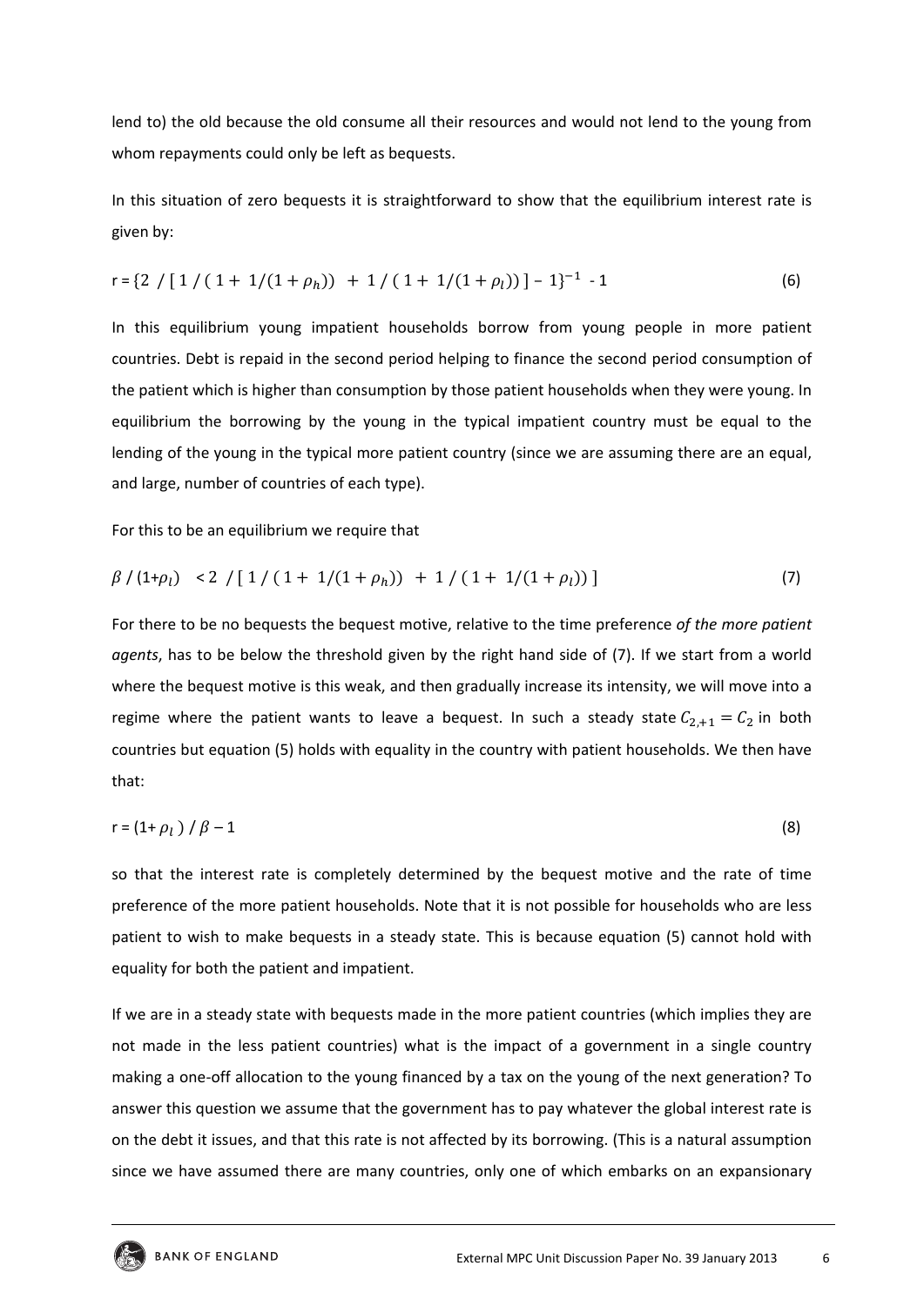lend to) the old because the old consume all their resources and would not lend to the young from whom repayments could only be left as bequests.

In this situation of zero bequests it is straightforward to show that the equilibrium interest rate is given by:

$$r = \{2 \;/\; [\, 1 \,/\, (\, 1 + \, 1/(1+\rho_h)) \;+\; 1 \,/\, (\, 1 + \, 1/(1+\rho_l))\,] - 1\}^{-1} - 1 \tag{6}$$

In this equilibrium young impatient households borrow from young people in more patient countries. Debt is repaid in the second period helping to finance the second period consumption of the patient which is higher than consumption by those patient households when they were young. In equilibrium the borrowing by the young in the typical impatient country must be equal to the lending of the young in the typical more patient country (since we are assuming there are an equal, and large, number of countries of each type).

For this to be an equilibrium we require that

$$\beta \,/\, (1+\rho_l) \;\; < 2 \;/\; [\, 1 \,/\, (\, 1 + \, 1/(1+\rho_h)) \;+\; 1 \,/\, (\, 1 + \, 1/(1+\rho_l))\,] \tag{7}$$

For there to be no bequests the bequest motive, relative to the time preference *of the more patient agents*, has to be below the threshold given by the right hand side of (7). If we start from a world where the bequest motive is this weak, and then gradually increase its intensity, we will move into a regime where the patient wants to leave a bequest. In such a steady state $C_{2,+1} = C_2$ in both countries but equation (5) holds with equality in the country with patient households. We then have that:

$$r = (1+\rho_l) \,/\, \beta - 1 \tag{8}$$

so that the interest rate is completely determined by the bequest motive and the rate of time preference of the more patient households. Note that it is not possible for households who are less patient to wish to make bequests in a steady state. This is because equation (5) cannot hold with equality for both the patient and impatient.

If we are in a steady state with bequests made in the more patient countries (which implies they are not made in the less patient countries) what is the impact of a government in a single country making a one-off allocation to the young financed by a tax on the young of the next generation? To answer this question we assume that the government has to pay whatever the global interest rate is on the debt it issues, and that this rate is not affected by its borrowing. (This is a natural assumption since we have assumed there are many countries, only one of which embarks on an expansionary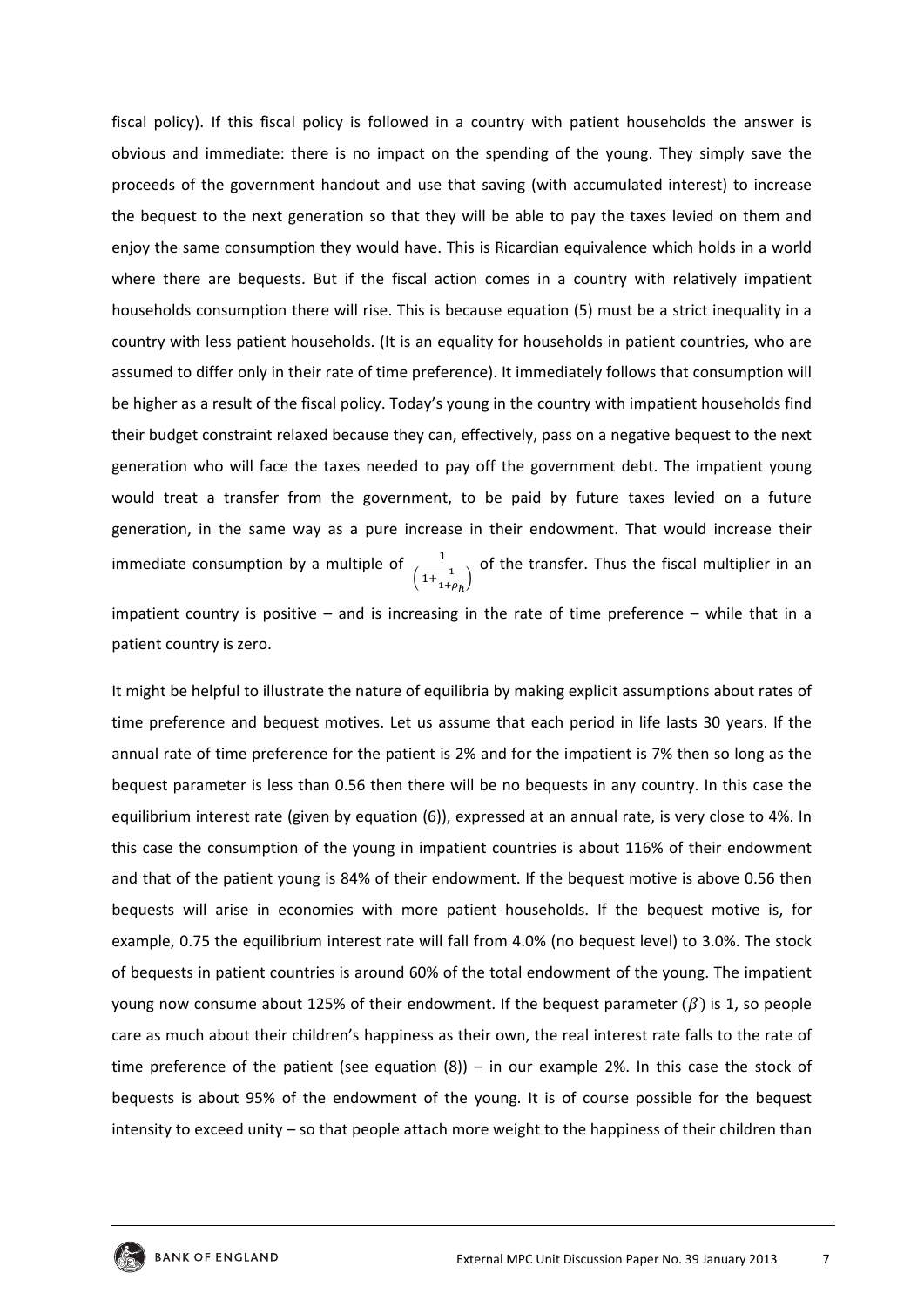fiscal policy). If this fiscal policy is followed in a country with patient households the answer is obvious and immediate: there is no impact on the spending of the young. They simply save the proceeds of the government handout and use that saving (with accumulated interest) to increase the bequest to the next generation so that they will be able to pay the taxes levied on them and enjoy the same consumption they would have. This is Ricardian equivalence which holds in a world where there are bequests. But if the fiscal action comes in a country with relatively impatient households consumption there will rise. This is because equation (5) must be a strict inequality in a country with less patient households. (It is an equality for households in patient countries, who are assumed to differ only in their rate of time preference). It immediately follows that consumption will be higher as a result of the fiscal policy. Today's young in the country with impatient households find their budget constraint relaxed because they can, effectively, pass on a negative bequest to the next generation who will face the taxes needed to pay off the government debt. The impatient young would treat a transfer from the government, to be paid by future taxes levied on a future generation, in the same way as a pure increase in their endowment. That would increase their immediate consumption by a multiple of $\frac{1}{\left(1+\frac{1}{1+\rho_h}\right)}$ of the transfer. Thus the fiscal multiplier in an impatient country is positive – and is increasing in the rate of time preference – while that in a patient country is zero.

It might be helpful to illustrate the nature of equilibria by making explicit assumptions about rates of time preference and bequest motives. Let us assume that each period in life lasts 30 years. If the annual rate of time preference for the patient is 2% and for the impatient is 7% then so long as the bequest parameter is less than 0.56 then there will be no bequests in any country. In this case the equilibrium interest rate (given by equation (6)), expressed at an annual rate, is very close to 4%. In this case the consumption of the young in impatient countries is about 116% of their endowment and that of the patient young is 84% of their endowment. If the bequest motive is above 0.56 then bequests will arise in economies with more patient households. If the bequest motive is, for example, 0.75 the equilibrium interest rate will fall from 4.0% (no bequest level) to 3.0%. The stock of bequests in patient countries is around 60% of the total endowment of the young. The impatient young now consume about 125% of their endowment. If the bequest parameter ($\beta$) is 1, so people care as much about their children's happiness as their own, the real interest rate falls to the rate of time preference of the patient (see equation (8)) – in our example 2%. In this case the stock of bequests is about 95% of the endowment of the young. It is of course possible for the bequest intensity to exceed unity – so that people attach more weight to the happiness of their children than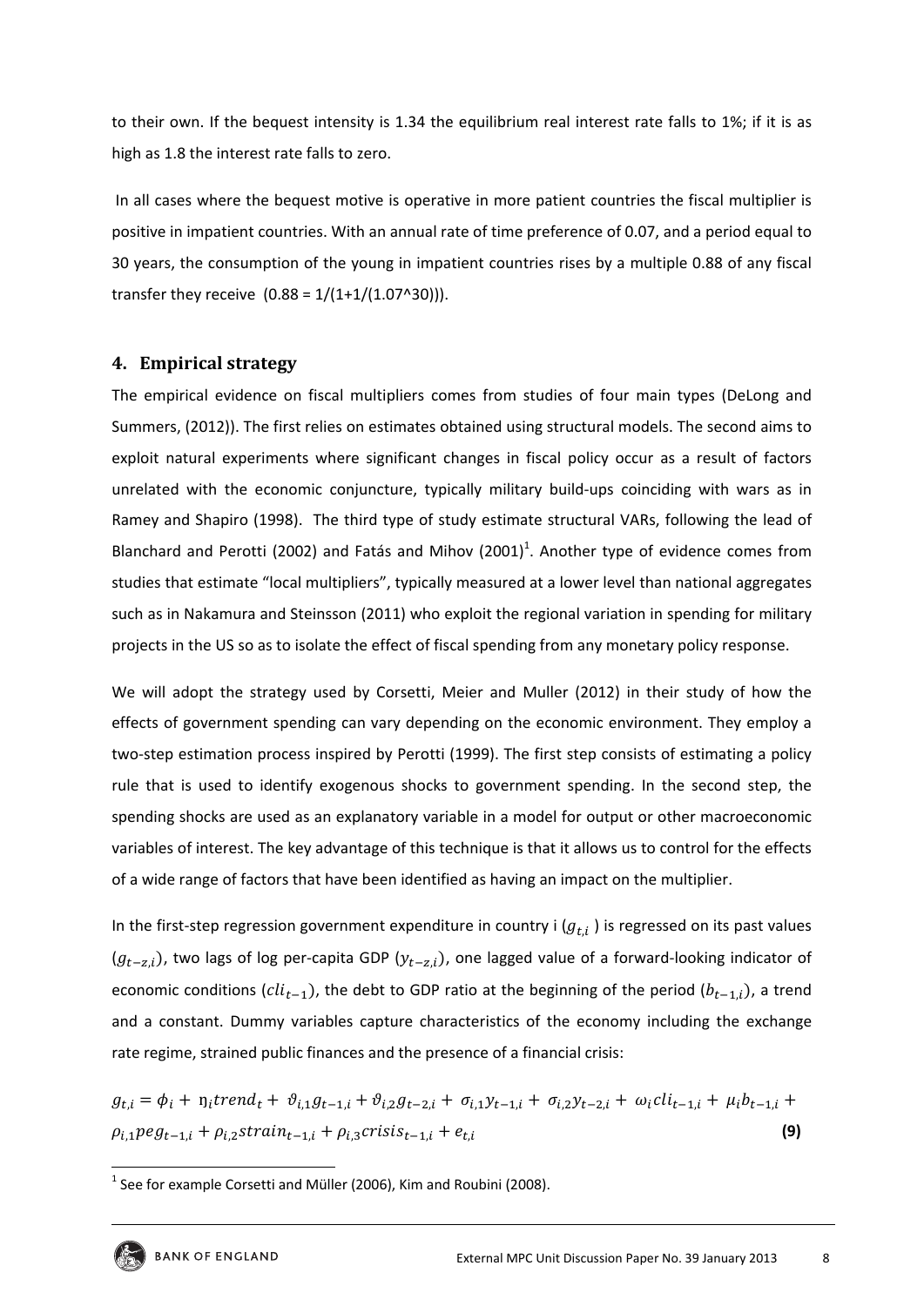to their own. If the bequest intensity is 1.34 the equilibrium real interest rate falls to 1%; if it is as high as 1.8 the interest rate falls to zero.

In all cases where the bequest motive is operative in more patient countries the fiscal multiplier is positive in impatient countries. With an annual rate of time preference of 0.07, and a period equal to 30 years, the consumption of the young in impatient countries rises by a multiple 0.88 of any fiscal transfer they receive (0.88 = 1/(1+1/(1.07^30))).

## 4. Empirical strategy

The empirical evidence on fiscal multipliers comes from studies of four main types (DeLong and Summers, (2012)). The first relies on estimates obtained using structural models. The second aims to exploit natural experiments where significant changes in fiscal policy occur as a result of factors unrelated with the economic conjuncture, typically military build-ups coinciding with wars as in Ramey and Shapiro (1998). The third type of study estimate structural VARs, following the lead of Blanchard and Perotti (2002) and Fatás and Mihov (2001)[1]. Another type of evidence comes from studies that estimate "local multipliers", typically measured at a lower level than national aggregates such as in Nakamura and Steinsson (2011) who exploit the regional variation in spending for military projects in the US so as to isolate the effect of fiscal spending from any monetary policy response.

We will adopt the strategy used by Corsetti, Meier and Muller (2012) in their study of how the effects of government spending can vary depending on the economic environment. They employ a two-step estimation process inspired by Perotti (1999). The first step consists of estimating a policy rule that is used to identify exogenous shocks to government spending. In the second step, the spending shocks are used as an explanatory variable in a model for output or other macroeconomic variables of interest. The key advantage of this technique is that it allows us to control for the effects of a wide range of factors that have been identified as having an impact on the multiplier.

In the first-step regression government expenditure in country i ($g_{t,i}$) is regressed on its past values ($g_{t-z,i}$), two lags of log per-capita GDP ($y_{t-z,i}$), one lagged value of a forward-looking indicator of economic conditions ($cli_{t-1}$), the debt to GDP ratio at the beginning of the period ($b_{t-1,i}$), a trend and a constant. Dummy variables capture characteristics of the economy including the exchange rate regime, strained public finances and the presence of a financial crisis:

$$g_{t,i} = \phi_i + \eta_i trend_t + \vartheta_{i,1} g_{t-1,i} + \vartheta_{i,2} g_{t-2,i} + \sigma_{i,1} y_{t-1,i} + \sigma_{i,2} y_{t-2,i} + \omega_i cli_{t-1,i} + \mu_i b_{t-1,i} + \rho_{i,1} peg_{t-1,i} + \rho_{i,2} strain_{t-1,i} + \rho_{i,3} crisis_{t-1,i} + e_{t,i} \quad \textbf{(9)}$$

[1] See for example Corsetti and Müller (2006), Kim and Roubini (2008).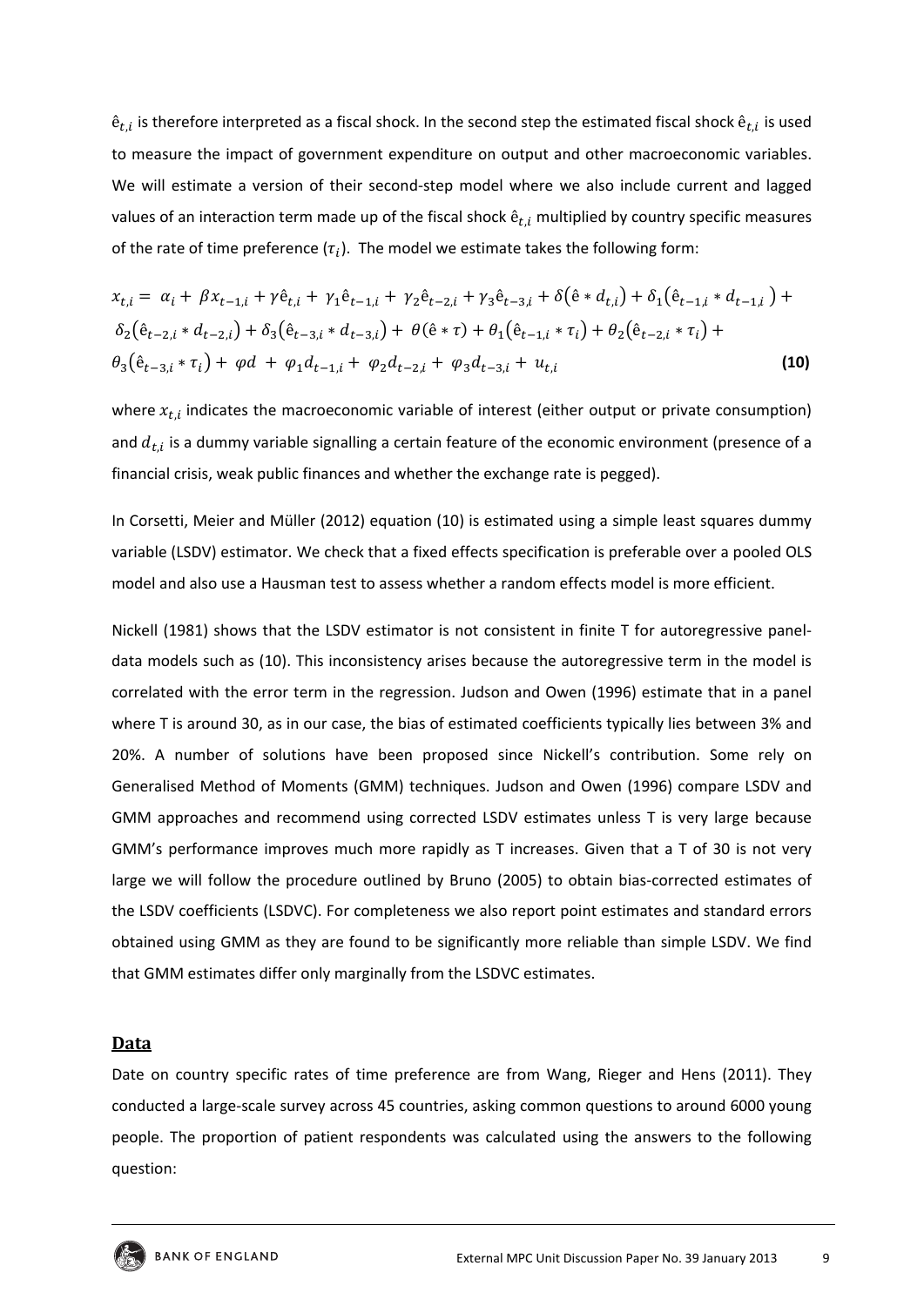$\hat{e}_{t,i}$ is therefore interpreted as a fiscal shock. In the second step the estimated fiscal shock $\hat{e}_{t,i}$ is used to measure the impact of government expenditure on output and other macroeconomic variables. We will estimate a version of their second-step model where we also include current and lagged values of an interaction term made up of the fiscal shock $\hat{e}_{t,i}$ multiplied by country specific measures of the rate of time preference ($\tau_i$). The model we estimate takes the following form:

$$x_{t,i} = \alpha_i + \beta x_{t-1,i} + \gamma \hat{e}_{t,i} + \gamma_1 \hat{e}_{t-1,i} + \gamma_2 \hat{e}_{t-2,i} + \gamma_3 \hat{e}_{t-3,i} + \delta(\hat{e} * d_{t,i}) + \delta_1(\hat{e}_{t-1,i} * d_{t-1,i}) + \delta_2(\hat{e}_{t-2,i} * d_{t-2,i}) + \delta_3(\hat{e}_{t-3,i} * d_{t-3,i}) + \theta(\hat{e} * \tau) + \theta_1(\hat{e}_{t-1,i} * \tau_i) + \theta_2(\hat{e}_{t-2,i} * \tau_i) + \theta_3(\hat{e}_{t-3,i} * \tau_i) + \varphi d + \varphi_1 d_{t-1,i} + \varphi_2 d_{t-2,i} + \varphi_3 d_{t-3,i} + u_{t,i} \quad \textbf{(10)}$$

where $x_{t,i}$ indicates the macroeconomic variable of interest (either output or private consumption) and $d_{t,i}$ is a dummy variable signalling a certain feature of the economic environment (presence of a financial crisis, weak public finances and whether the exchange rate is pegged).

In Corsetti, Meier and Müller (2012) equation (10) is estimated using a simple least squares dummy variable (LSDV) estimator. We check that a fixed effects specification is preferable over a pooled OLS model and also use a Hausman test to assess whether a random effects model is more efficient.

Nickell (1981) shows that the LSDV estimator is not consistent in finite T for autoregressive panel-data models such as (10). This inconsistency arises because the autoregressive term in the model is correlated with the error term in the regression. Judson and Owen (1996) estimate that in a panel where T is around 30, as in our case, the bias of estimated coefficients typically lies between 3% and 20%. A number of solutions have been proposed since Nickell's contribution. Some rely on Generalised Method of Moments (GMM) techniques. Judson and Owen (1996) compare LSDV and GMM approaches and recommend using corrected LSDV estimates unless T is very large because GMM's performance improves much more rapidly as T increases. Given that a T of 30 is not very large we will follow the procedure outlined by Bruno (2005) to obtain bias-corrected estimates of the LSDV coefficients (LSDVC). For completeness we also report point estimates and standard errors obtained using GMM as they are found to be significantly more reliable than simple LSDV. We find that GMM estimates differ only marginally from the LSDVC estimates.

## Data

Date on country specific rates of time preference are from Wang, Rieger and Hens (2011). They conducted a large-scale survey across 45 countries, asking common questions to around 6000 young people. The proportion of patient respondents was calculated using the answers to the following question: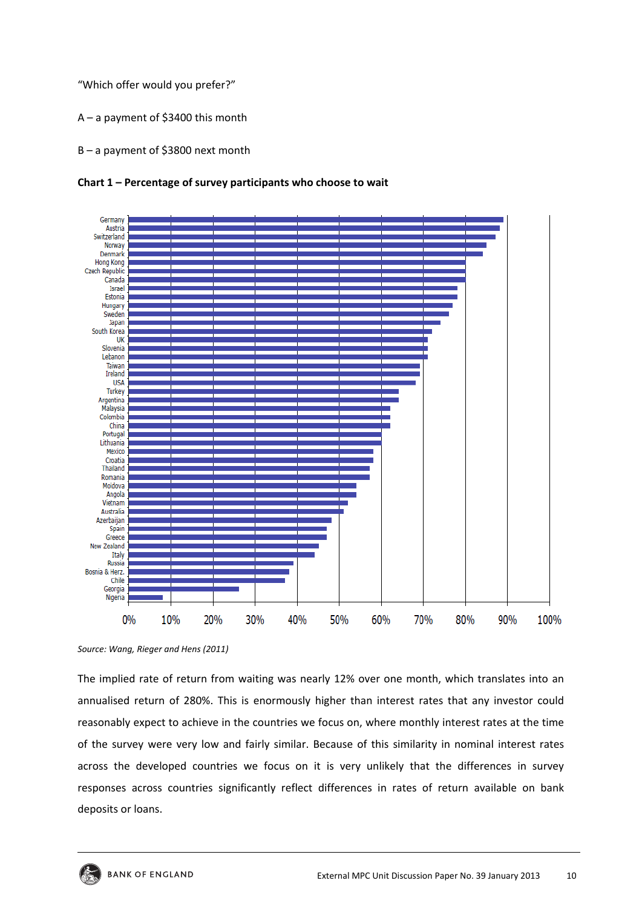"Which offer would you prefer?"

A – a payment of $3400 this month

B – a payment of $3800 next month

**Chart 1 – Percentage of survey participants who choose to wait**

*Source: Wang, Rieger and Hens (2011)*

The implied rate of return from waiting was nearly 12% over one month, which translates into an annualised return of 280%. This is enormously higher than interest rates that any investor could reasonably expect to achieve in the countries we focus on, where monthly interest rates at the time of the survey were very low and fairly similar. Because of this similarity in nominal interest rates across the developed countries we focus on it is very unlikely that the differences in survey responses across countries significantly reflect differences in rates of return available on bank deposits or loans.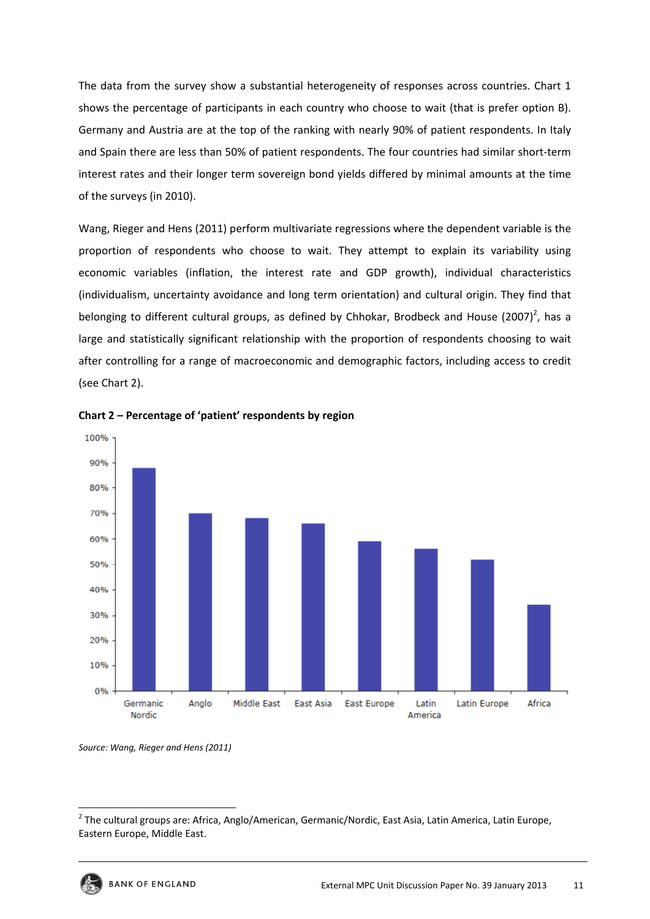The data from the survey show a substantial heterogeneity of responses across countries. Chart 1 shows the percentage of participants in each country who choose to wait (that is prefer option B). Germany and Austria are at the top of the ranking with nearly 90% of patient respondents. In Italy and Spain there are less than 50% of patient respondents. The four countries had similar short-term interest rates and their longer term sovereign bond yields differed by minimal amounts at the time of the surveys (in 2010).

Wang, Rieger and Hens (2011) perform multivariate regressions where the dependent variable is the proportion of respondents who choose to wait. They attempt to explain its variability using economic variables (inflation, the interest rate and GDP growth), individual characteristics (individualism, uncertainty avoidance and long term orientation) and cultural origin. They find that belonging to different cultural groups, as defined by Chhokar, Brodbeck and House (2007)[2], has a large and statistically significant relationship with the proportion of respondents choosing to wait after controlling for a range of macroeconomic and demographic factors, including access to credit (see Chart 2).

**Chart 2 – Percentage of 'patient' respondents by region**

*Source: Wang, Rieger and Hens (2011)*

[2] The cultural groups are: Africa, Anglo/American, Germanic/Nordic, East Asia, Latin America, Latin Europe, Eastern Europe, Middle East.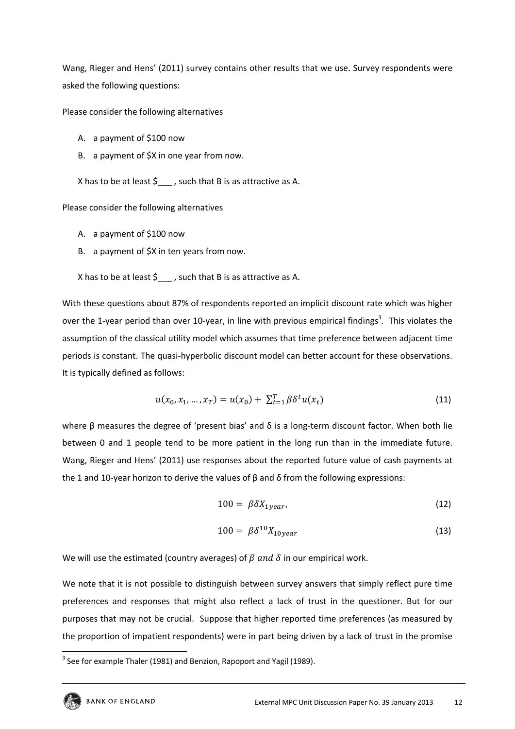Wang, Rieger and Hens' (2011) survey contains other results that we use. Survey respondents were asked the following questions:

Please consider the following alternatives

A. a payment of $100 now
B. a payment of $X in one year from now.

X has to be at least $___ , such that B is as attractive as A.

Please consider the following alternatives

A. a payment of $100 now
B. a payment of $X in ten years from now.

X has to be at least $___ , such that B is as attractive as A.

With these questions about 87% of respondents reported an implicit discount rate which was higher over the 1-year period than over 10-year, in line with previous empirical findings[3]. This violates the assumption of the classical utility model which assumes that time preference between adjacent time periods is constant. The quasi-hyperbolic discount model can better account for these observations. It is typically defined as follows:

$$u(x_0, x_1, \dots, x_T) = u(x_0) + \sum_{t=1}^{T} \beta \delta^t u(x_t) \tag{11}$$

where β measures the degree of 'present bias' and δ is a long-term discount factor. When both lie between 0 and 1 people tend to be more patient in the long run than in the immediate future. Wang, Rieger and Hens' (2011) use responses about the reported future value of cash payments at the 1 and 10-year horizon to derive the values of β and δ from the following expressions:

$$100 = \beta \delta X_{1year}, \tag{12}$$

$$100 = \beta \delta^{10} X_{10year} \tag{13}$$

We will use the estimated (country averages) of $\beta$ and $\delta$ in our empirical work.

We note that it is not possible to distinguish between survey answers that simply reflect pure time preferences and responses that might also reflect a lack of trust in the questioner. But for our purposes that may not be crucial. Suppose that higher reported time preferences (as measured by the proportion of impatient respondents) were in part being driven by a lack of trust in the promise

[3] See for example Thaler (1981) and Benzion, Rapoport and Yagil (1989).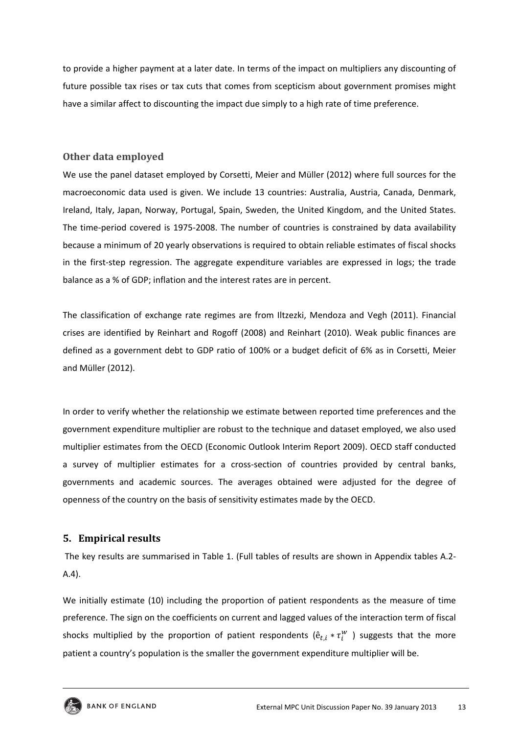to provide a higher payment at a later date. In terms of the impact on multipliers any discounting of future possible tax rises or tax cuts that comes from scepticism about government promises might have a similar affect to discounting the impact due simply to a high rate of time preference.

### Other data employed

We use the panel dataset employed by Corsetti, Meier and Müller (2012) where full sources for the macroeconomic data used is given. We include 13 countries: Australia, Austria, Canada, Denmark, Ireland, Italy, Japan, Norway, Portugal, Spain, Sweden, the United Kingdom, and the United States. The time-period covered is 1975-2008. The number of countries is constrained by data availability because a minimum of 20 yearly observations is required to obtain reliable estimates of fiscal shocks in the first-step regression. The aggregate expenditure variables are expressed in logs; the trade balance as a % of GDP; inflation and the interest rates are in percent.

The classification of exchange rate regimes are from Iltzezki, Mendoza and Vegh (2011). Financial crises are identified by Reinhart and Rogoff (2008) and Reinhart (2010). Weak public finances are defined as a government debt to GDP ratio of 100% or a budget deficit of 6% as in Corsetti, Meier and Müller (2012).

In order to verify whether the relationship we estimate between reported time preferences and the government expenditure multiplier are robust to the technique and dataset employed, we also used multiplier estimates from the OECD (Economic Outlook Interim Report 2009). OECD staff conducted a survey of multiplier estimates for a cross-section of countries provided by central banks, governments and academic sources. The averages obtained were adjusted for the degree of openness of the country on the basis of sensitivity estimates made by the OECD.

## 5. Empirical results

The key results are summarised in Table 1. (Full tables of results are shown in Appendix tables A.2-A.4).

We initially estimate (10) including the proportion of patient respondents as the measure of time preference. The sign on the coefficients on current and lagged values of the interaction term of fiscal shocks multiplied by the proportion of patient respondents ($\hat{e}_{t,i} * \tau_i^W$ ) suggests that the more patient a country's population is the smaller the government expenditure multiplier will be.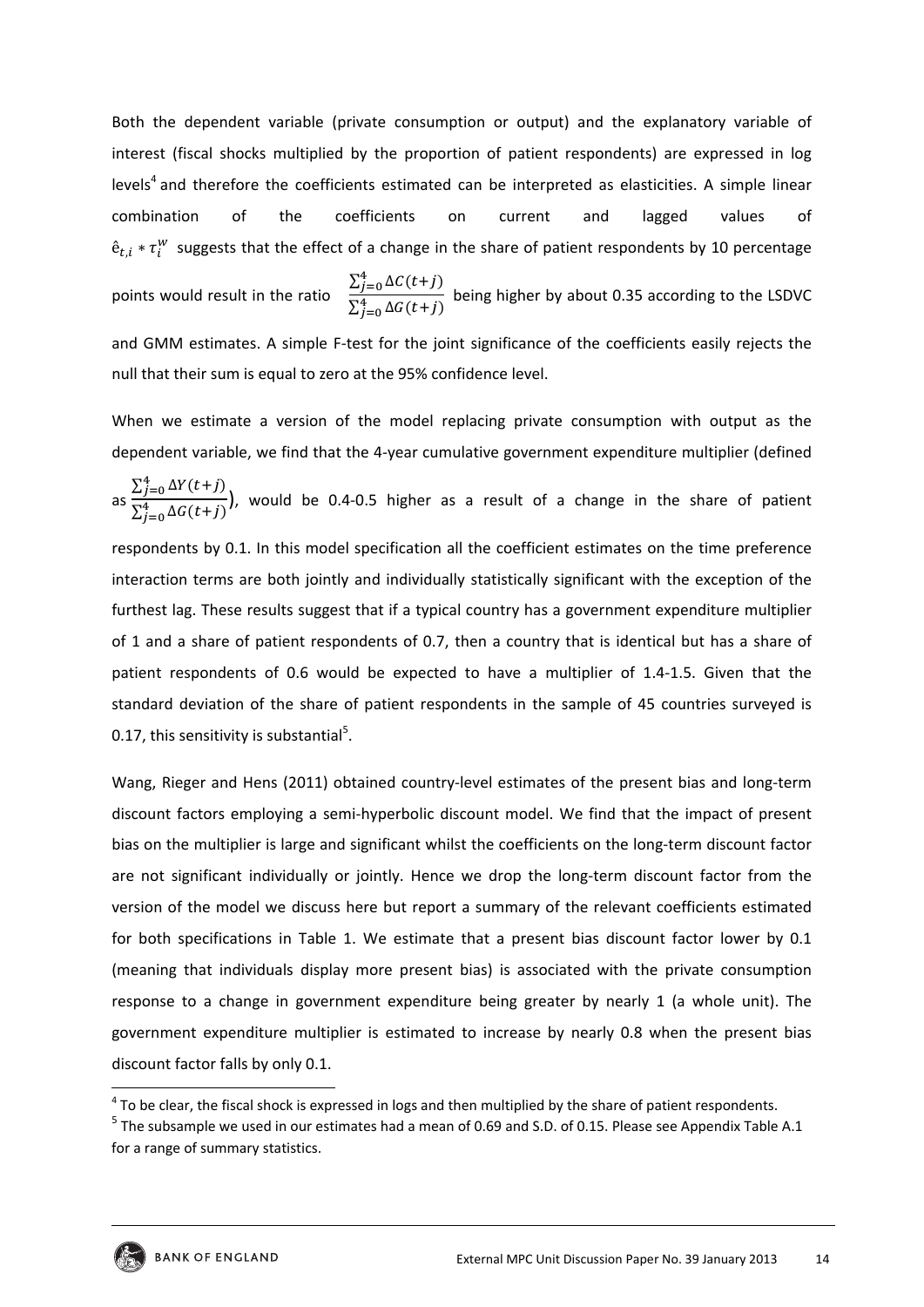Both the dependent variable (private consumption or output) and the explanatory variable of interest (fiscal shocks multiplied by the proportion of patient respondents) are expressed in log levels[4] and therefore the coefficients estimated can be interpreted as elasticities. A simple linear combination of the coefficients on current and lagged values of $\hat{e}_{t,i} * \tau_i^W$ suggests that the effect of a change in the share of patient respondents by 10 percentage points would result in the ratio $\frac{\sum_{j=0}^{4} \Delta C(t+j)}{\sum_{j=0}^{4} \Delta G(t+j)}$ being higher by about 0.35 according to the LSDVC and GMM estimates. A simple F-test for the joint significance of the coefficients easily rejects the null that their sum is equal to zero at the 95% confidence level.

When we estimate a version of the model replacing private consumption with output as the dependent variable, we find that the 4-year cumulative government expenditure multiplier (defined as $\frac{\sum_{j=0}^{4} \Delta Y(t+j)}{\sum_{j=0}^{4} \Delta G(t+j)}$), would be 0.4-0.5 higher as a result of a change in the share of patient respondents by 0.1. In this model specification all the coefficient estimates on the time preference interaction terms are both jointly and individually statistically significant with the exception of the furthest lag. These results suggest that if a typical country has a government expenditure multiplier of 1 and a share of patient respondents of 0.7, then a country that is identical but has a share of patient respondents of 0.6 would be expected to have a multiplier of 1.4-1.5. Given that the standard deviation of the share of patient respondents in the sample of 45 countries surveyed is 0.17, this sensitivity is substantial[5].

Wang, Rieger and Hens (2011) obtained country-level estimates of the present bias and long-term discount factors employing a semi-hyperbolic discount model. We find that the impact of present bias on the multiplier is large and significant whilst the coefficients on the long-term discount factor are not significant individually or jointly. Hence we drop the long-term discount factor from the version of the model we discuss here but report a summary of the relevant coefficients estimated for both specifications in Table 1. We estimate that a present bias discount factor lower by 0.1 (meaning that individuals display more present bias) is associated with the private consumption response to a change in government expenditure being greater by nearly 1 (a whole unit). The government expenditure multiplier is estimated to increase by nearly 0.8 when the present bias discount factor falls by only 0.1.

---

[4] To be clear, the fiscal shock is expressed in logs and then multiplied by the share of patient respondents.

[5] The subsample we used in our estimates had a mean of 0.69 and S.D. of 0.15. Please see Appendix Table A.1 for a range of summary statistics.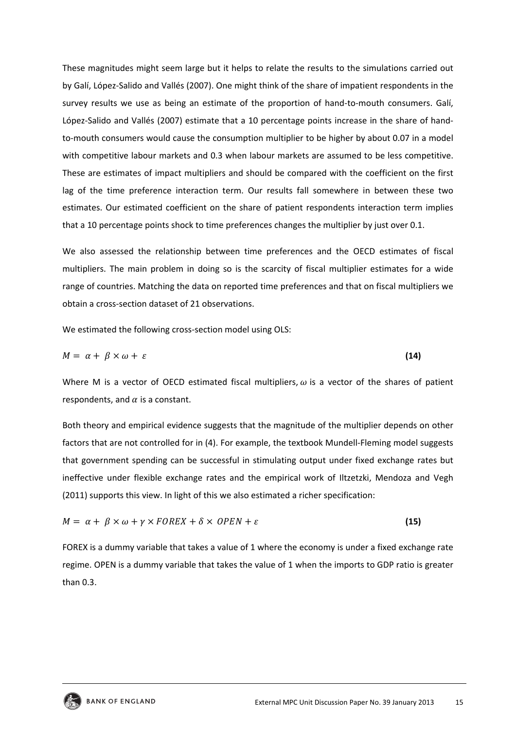These magnitudes might seem large but it helps to relate the results to the simulations carried out by Galí, López-Salido and Vallés (2007). One might think of the share of impatient respondents in the survey results we use as being an estimate of the proportion of hand-to-mouth consumers. Galí, López-Salido and Vallés (2007) estimate that a 10 percentage points increase in the share of hand-to-mouth consumers would cause the consumption multiplier to be higher by about 0.07 in a model with competitive labour markets and 0.3 when labour markets are assumed to be less competitive. These are estimates of impact multipliers and should be compared with the coefficient on the first lag of the time preference interaction term. Our results fall somewhere in between these two estimates. Our estimated coefficient on the share of patient respondents interaction term implies that a 10 percentage points shock to time preferences changes the multiplier by just over 0.1.

We also assessed the relationship between time preferences and the OECD estimates of fiscal multipliers. The main problem in doing so is the scarcity of fiscal multiplier estimates for a wide range of countries. Matching the data on reported time preferences and that on fiscal multipliers we obtain a cross-section dataset of 21 observations.

We estimated the following cross-section model using OLS:

$$M = \alpha + \beta \times \omega + \varepsilon \qquad \textbf{(14)}$$

Where M is a vector of OECD estimated fiscal multipliers, $\omega$ is a vector of the shares of patient respondents, and $\alpha$ is a constant.

Both theory and empirical evidence suggests that the magnitude of the multiplier depends on other factors that are not controlled for in (4). For example, the textbook Mundell-Fleming model suggests that government spending can be successful in stimulating output under fixed exchange rates but ineffective under flexible exchange rates and the empirical work of Iltzetzki, Mendoza and Vegh (2011) supports this view. In light of this we also estimated a richer specification:

$$M = \alpha + \beta \times \omega + \gamma \times FOREX + \delta \times OPEN + \varepsilon \qquad \textbf{(15)}$$

FOREX is a dummy variable that takes a value of 1 where the economy is under a fixed exchange rate regime. OPEN is a dummy variable that takes the value of 1 when the imports to GDP ratio is greater than 0.3.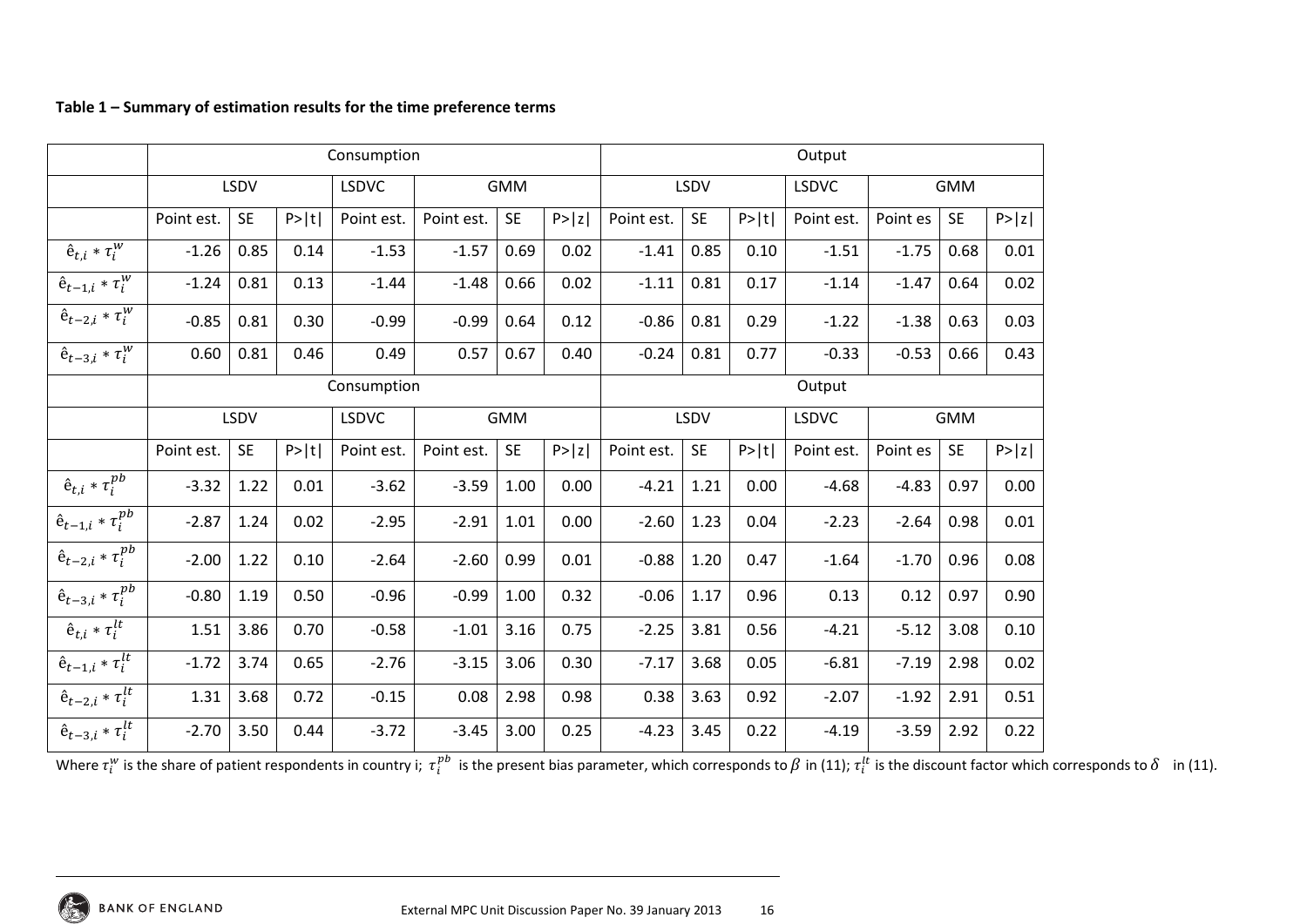**Table 1 – Summary of estimation results for the time preference terms**

| | Consumption | | | | | | | Output | | | | | | |
|---|---|---|---|---|---|---|---|---|---|---|---|---|---|---|
| | LSDV | | | LSDVC | GMM | | | LSDV | | | LSDVC | GMM | | |
| | Point est. | SE | P>\|t\| | Point est. | Point est. | SE | P>\|z\| | Point est. | SE | P>\|t\| | Point est. | Point es | SE | P>\|z\| |
| $\hat{e}_{t,i} * \tau_i^{w}$ | -1.26 | 0.85 | 0.14 | -1.53 | -1.57 | 0.69 | 0.02 | -1.41 | 0.85 | 0.10 | -1.51 | -1.75 | 0.68 | 0.01 |
| $\hat{e}_{t-1,i} * \tau_i^{w}$ | -1.24 | 0.81 | 0.13 | -1.44 | -1.48 | 0.66 | 0.02 | -1.11 | 0.81 | 0.17 | -1.14 | -1.47 | 0.64 | 0.02 |
| $\hat{e}_{t-2,i} * \tau_i^{w}$ | -0.85 | 0.81 | 0.30 | -0.99 | -0.99 | 0.64 | 0.12 | -0.86 | 0.81 | 0.29 | -1.22 | -1.38 | 0.63 | 0.03 |
| $\hat{e}_{t-3,i} * \tau_i^{w}$ | 0.60 | 0.81 | 0.46 | 0.49 | 0.57 | 0.67 | 0.40 | -0.24 | 0.81 | 0.77 | -0.33 | -0.53 | 0.66 | 0.43 |
| | Consumption | | | | | | | Output | | | | | | |
| | LSDV | | | LSDVC | GMM | | | LSDV | | | LSDVC | GMM | | |
| | Point est. | SE | P>\|t\| | Point est. | Point est. | SE | P>\|z\| | Point est. | SE | P>\|t\| | Point est. | Point es | SE | P>\|z\| |
| $\hat{e}_{t,i} * \tau_i^{pb}$ | -3.32 | 1.22 | 0.01 | -3.62 | -3.59 | 1.00 | 0.00 | -4.21 | 1.21 | 0.00 | -4.68 | -4.83 | 0.97 | 0.00 |
| $\hat{e}_{t-1,i} * \tau_i^{pb}$ | -2.87 | 1.24 | 0.02 | -2.95 | -2.91 | 1.01 | 0.00 | -2.60 | 1.23 | 0.04 | -2.23 | -2.64 | 0.98 | 0.01 |
| $\hat{e}_{t-2,i} * \tau_i^{pb}$ | -2.00 | 1.22 | 0.10 | -2.64 | -2.60 | 0.99 | 0.01 | -0.88 | 1.20 | 0.47 | -1.64 | -1.70 | 0.96 | 0.08 |
| $\hat{e}_{t-3,i} * \tau_i^{pb}$ | -0.80 | 1.19 | 0.50 | -0.96 | -0.99 | 1.00 | 0.32 | -0.06 | 1.17 | 0.96 | 0.13 | 0.12 | 0.97 | 0.90 |
| $\hat{e}_{t,i} * \tau_i^{lt}$ | 1.51 | 3.86 | 0.70 | -0.58 | -1.01 | 3.16 | 0.75 | -2.25 | 3.81 | 0.56 | -4.21 | -5.12 | 3.08 | 0.10 |
| $\hat{e}_{t-1,i} * \tau_i^{lt}$ | -1.72 | 3.74 | 0.65 | -2.76 | -3.15 | 3.06 | 0.30 | -7.17 | 3.68 | 0.05 | -6.81 | -7.19 | 2.98 | 0.02 |
| $\hat{e}_{t-2,i} * \tau_i^{lt}$ | 1.31 | 3.68 | 0.72 | -0.15 | 0.08 | 2.98 | 0.98 | 0.38 | 3.63 | 0.92 | -2.07 | -1.92 | 2.91 | 0.51 |
| $\hat{e}_{t-3,i} * \tau_i^{lt}$ | -2.70 | 3.50 | 0.44 | -3.72 | -3.45 | 3.00 | 0.25 | -4.23 | 3.45 | 0.22 | -4.19 | -3.59 | 2.92 | 0.22 |

Where $\tau_i^{w}$ is the share of patient respondents in country i; $\tau_i^{pb}$ is the present bias parameter, which corresponds to $\beta$ in (11); $\tau_i^{lt}$ is the discount factor which corresponds to $\delta$ in (11).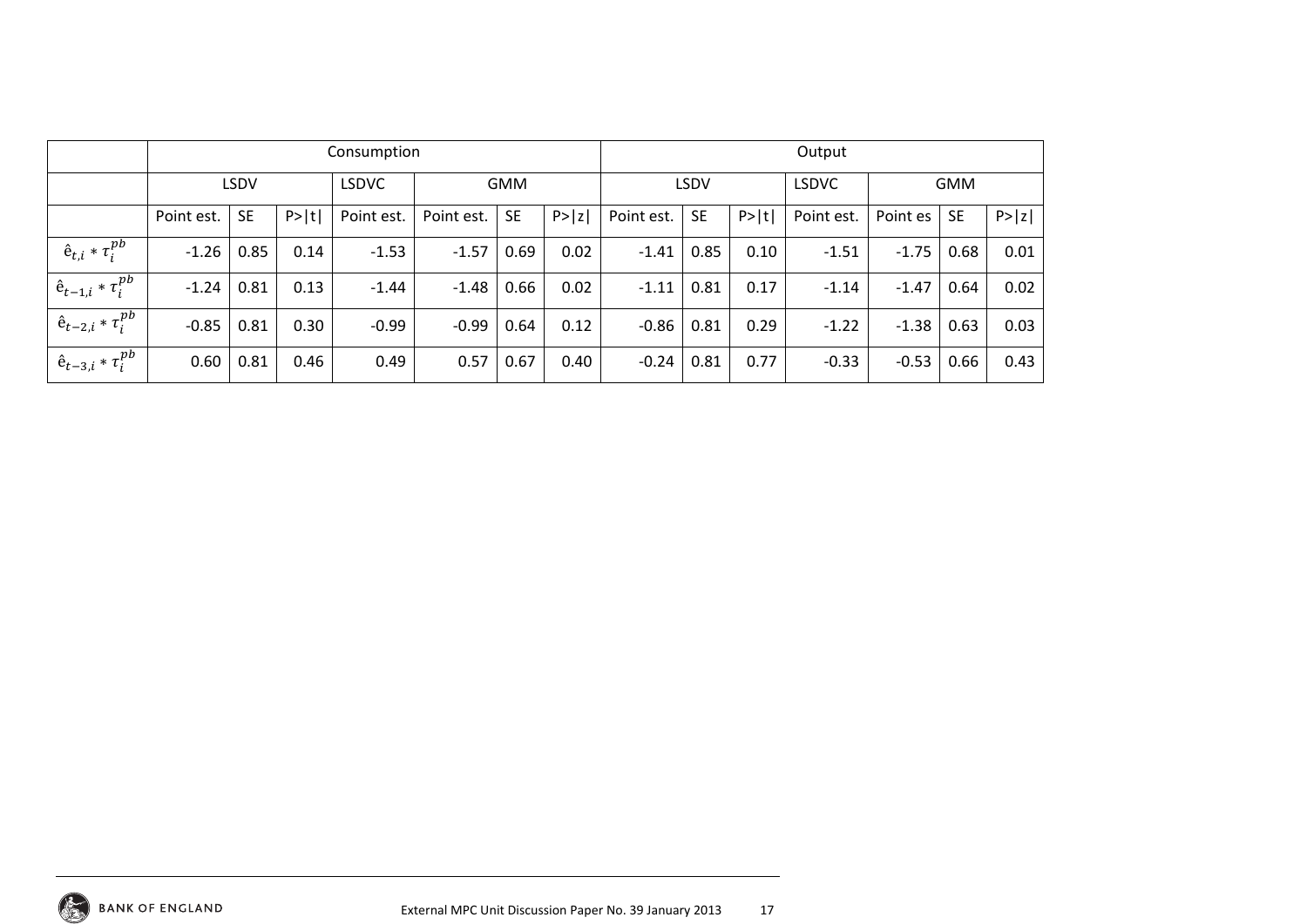| | Consumption | | | | | | | Output | | | | | | |
|---|---|---|---|---|---|---|---|---|---|---|---|---|---|---|
| | LSDV | | | LSDVC | GMM | | | LSDV | | | LSDVC | GMM | | |
| | Point est. | SE | P>\|t\| | Point est. | Point est. | SE | P>\|z\| | Point est. | SE | P>\|t\| | Point est. | Point es | SE | P>\|z\| |
| $\hat{e}_{t,i} * \tau_i^{pb}$ | -1.26 | 0.85 | 0.14 | -1.53 | -1.57 | 0.69 | 0.02 | -1.41 | 0.85 | 0.10 | -1.51 | -1.75 | 0.68 | 0.01 |
| $\hat{e}_{t-1,i} * \tau_i^{pb}$ | -1.24 | 0.81 | 0.13 | -1.44 | -1.48 | 0.66 | 0.02 | -1.11 | 0.81 | 0.17 | -1.14 | -1.47 | 0.64 | 0.02 |
| $\hat{e}_{t-2,i} * \tau_i^{pb}$ | -0.85 | 0.81 | 0.30 | -0.99 | -0.99 | 0.64 | 0.12 | -0.86 | 0.81 | 0.29 | -1.22 | -1.38 | 0.63 | 0.03 |
| $\hat{e}_{t-3,i} * \tau_i^{pb}$ | 0.60 | 0.81 | 0.46 | 0.49 | 0.57 | 0.67 | 0.40 | -0.24 | 0.81 | 0.77 | -0.33 | -0.53 | 0.66 | 0.43 |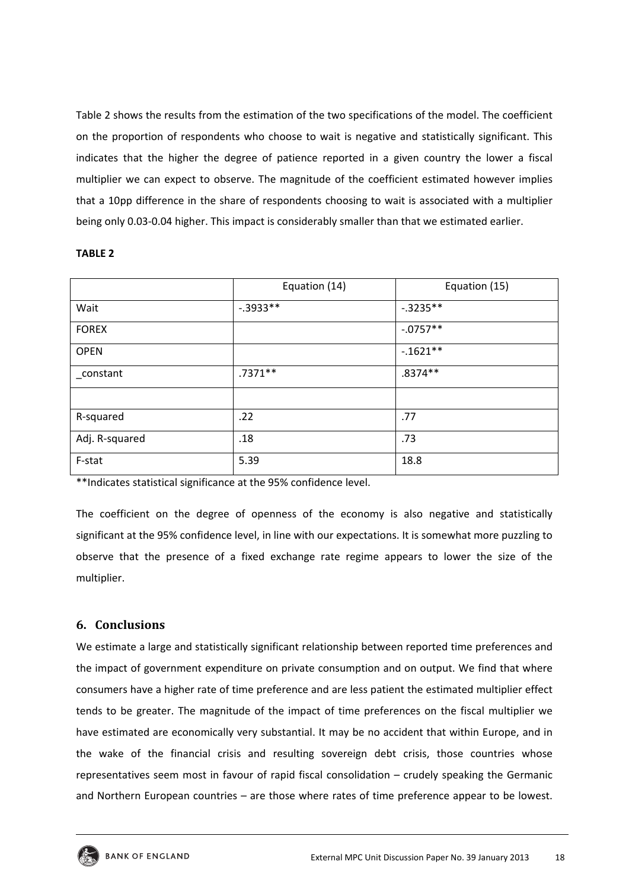Table 2 shows the results from the estimation of the two specifications of the model. The coefficient on the proportion of respondents who choose to wait is negative and statistically significant. This indicates that the higher the degree of patience reported in a given country the lower a fiscal multiplier we can expect to observe. The magnitude of the coefficient estimated however implies that a 10pp difference in the share of respondents choosing to wait is associated with a multiplier being only 0.03-0.04 higher. This impact is considerably smaller than that we estimated earlier.

**TABLE 2**

| | Equation (14) | Equation (15) |
|---|---|---|
| Wait | -.3933** | -.3235** |
| FOREX | | -.0757** |
| OPEN | | -.1621** |
| _constant | .7371** | .8374** |
| | | |
| R-squared | .22 | .77 |
| Adj. R-squared | .18 | .73 |
| F-stat | 5.39 | 18.8 |

**Indicates statistical significance at the 95% confidence level.

The coefficient on the degree of openness of the economy is also negative and statistically significant at the 95% confidence level, in line with our expectations. It is somewhat more puzzling to observe that the presence of a fixed exchange rate regime appears to lower the size of the multiplier.

## 6. Conclusions

We estimate a large and statistically significant relationship between reported time preferences and the impact of government expenditure on private consumption and on output. We find that where consumers have a higher rate of time preference and are less patient the estimated multiplier effect tends to be greater. The magnitude of the impact of time preferences on the fiscal multiplier we have estimated are economically very substantial. It may be no accident that within Europe, and in the wake of the financial crisis and resulting sovereign debt crisis, those countries whose representatives seem most in favour of rapid fiscal consolidation – crudely speaking the Germanic and Northern European countries – are those where rates of time preference appear to be lowest.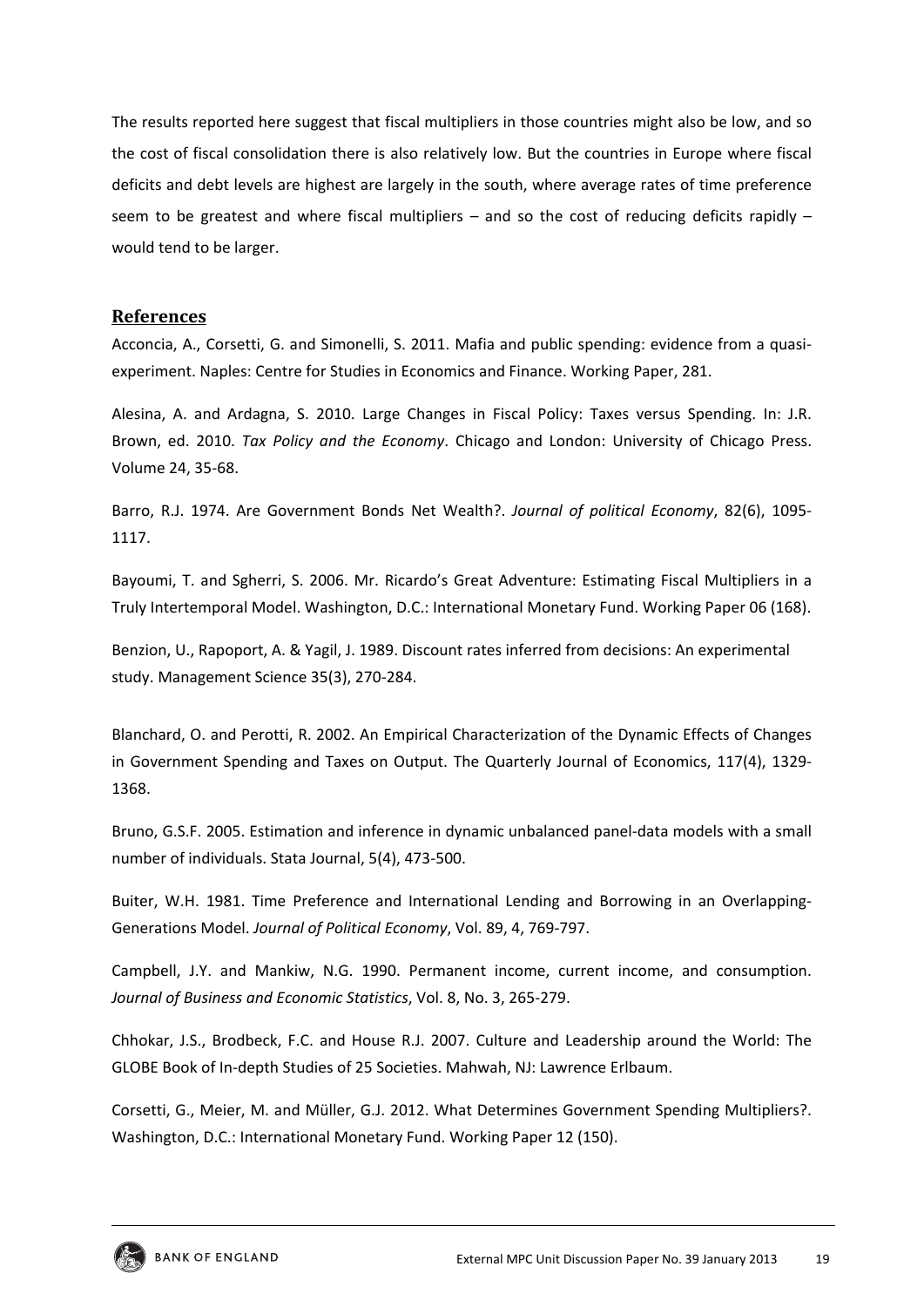The results reported here suggest that fiscal multipliers in those countries might also be low, and so the cost of fiscal consolidation there is also relatively low. But the countries in Europe where fiscal deficits and debt levels are highest are largely in the south, where average rates of time preference seem to be greatest and where fiscal multipliers – and so the cost of reducing deficits rapidly – would tend to be larger.

## References

Acconcia, A., Corsetti, G. and Simonelli, S. 2011. Mafia and public spending: evidence from a quasi-experiment. Naples: Centre for Studies in Economics and Finance. Working Paper, 281.

Alesina, A. and Ardagna, S. 2010. Large Changes in Fiscal Policy: Taxes versus Spending. In: J.R. Brown, ed. 2010. *Tax Policy and the Economy*. Chicago and London: University of Chicago Press. Volume 24, 35-68.

Barro, R.J. 1974. Are Government Bonds Net Wealth?. *Journal of political Economy*, 82(6), 1095-1117.

Bayoumi, T. and Sgherri, S. 2006. Mr. Ricardo's Great Adventure: Estimating Fiscal Multipliers in a Truly Intertemporal Model. Washington, D.C.: International Monetary Fund. Working Paper 06 (168).

Benzion, U., Rapoport, A. & Yagil, J. 1989. Discount rates inferred from decisions: An experimental study. Management Science 35(3), 270-284.

Blanchard, O. and Perotti, R. 2002. An Empirical Characterization of the Dynamic Effects of Changes in Government Spending and Taxes on Output. The Quarterly Journal of Economics, 117(4), 1329-1368.

Bruno, G.S.F. 2005. Estimation and inference in dynamic unbalanced panel-data models with a small number of individuals. Stata Journal, 5(4), 473-500.

Buiter, W.H. 1981. Time Preference and International Lending and Borrowing in an Overlapping-Generations Model. *Journal of Political Economy*, Vol. 89, 4, 769-797.

Campbell, J.Y. and Mankiw, N.G. 1990. Permanent income, current income, and consumption. *Journal of Business and Economic Statistics*, Vol. 8, No. 3, 265-279.

Chhokar, J.S., Brodbeck, F.C. and House R.J. 2007. Culture and Leadership around the World: The GLOBE Book of In-depth Studies of 25 Societies. Mahwah, NJ: Lawrence Erlbaum.

Corsetti, G., Meier, M. and Müller, G.J. 2012. What Determines Government Spending Multipliers?. Washington, D.C.: International Monetary Fund. Working Paper 12 (150).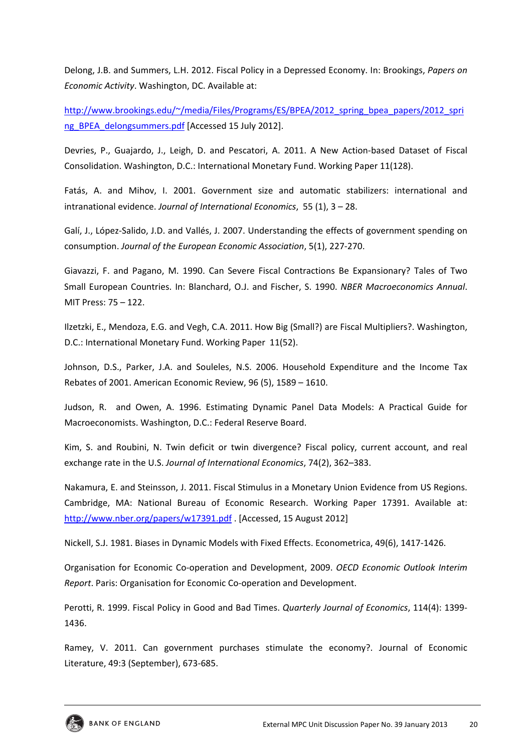Delong, J.B. and Summers, L.H. 2012. Fiscal Policy in a Depressed Economy. In: Brookings, *Papers on Economic Activity*. Washington, DC. Available at:

http://www.brookings.edu/~/media/Files/Programs/ES/BPEA/2012_spring_bpea_papers/2012_spring_BPEA_delongsummers.pdf [Accessed 15 July 2012].

Devries, P., Guajardo, J., Leigh, D. and Pescatori, A. 2011. A New Action-based Dataset of Fiscal Consolidation. Washington, D.C.: International Monetary Fund. Working Paper 11(128).

Fatás, A. and Mihov, I. 2001. Government size and automatic stabilizers: international and intranational evidence. *Journal of International Economics*, 55 (1), 3 – 28.

Galí, J., López-Salido, J.D. and Vallés, J. 2007. Understanding the effects of government spending on consumption. *Journal of the European Economic Association*, 5(1), 227-270.

Giavazzi, F. and Pagano, M. 1990. Can Severe Fiscal Contractions Be Expansionary? Tales of Two Small European Countries. In: Blanchard, O.J. and Fischer, S. 1990. *NBER Macroeconomics Annual*. MIT Press: 75 – 122.

Ilzetzki, E., Mendoza, E.G. and Vegh, C.A. 2011. How Big (Small?) are Fiscal Multipliers?. Washington, D.C.: International Monetary Fund. Working Paper 11(52).

Johnson, D.S., Parker, J.A. and Souleles, N.S. 2006. Household Expenditure and the Income Tax Rebates of 2001. American Economic Review, 96 (5), 1589 – 1610.

Judson, R. and Owen, A. 1996. Estimating Dynamic Panel Data Models: A Practical Guide for Macroeconomists. Washington, D.C.: Federal Reserve Board.

Kim, S. and Roubini, N. Twin deficit or twin divergence? Fiscal policy, current account, and real exchange rate in the U.S. *Journal of International Economics*, 74(2), 362–383.

Nakamura, E. and Steinsson, J. 2011. Fiscal Stimulus in a Monetary Union Evidence from US Regions. Cambridge, MA: National Bureau of Economic Research. Working Paper 17391. Available at: http://www.nber.org/papers/w17391.pdf . [Accessed, 15 August 2012]

Nickell, S.J. 1981. Biases in Dynamic Models with Fixed Effects. Econometrica, 49(6), 1417-1426.

Organisation for Economic Co-operation and Development, 2009. *OECD Economic Outlook Interim Report*. Paris: Organisation for Economic Co-operation and Development.

Perotti, R. 1999. Fiscal Policy in Good and Bad Times. *Quarterly Journal of Economics*, 114(4): 1399-1436.

Ramey, V. 2011. Can government purchases stimulate the economy?. Journal of Economic Literature, 49:3 (September), 673-685.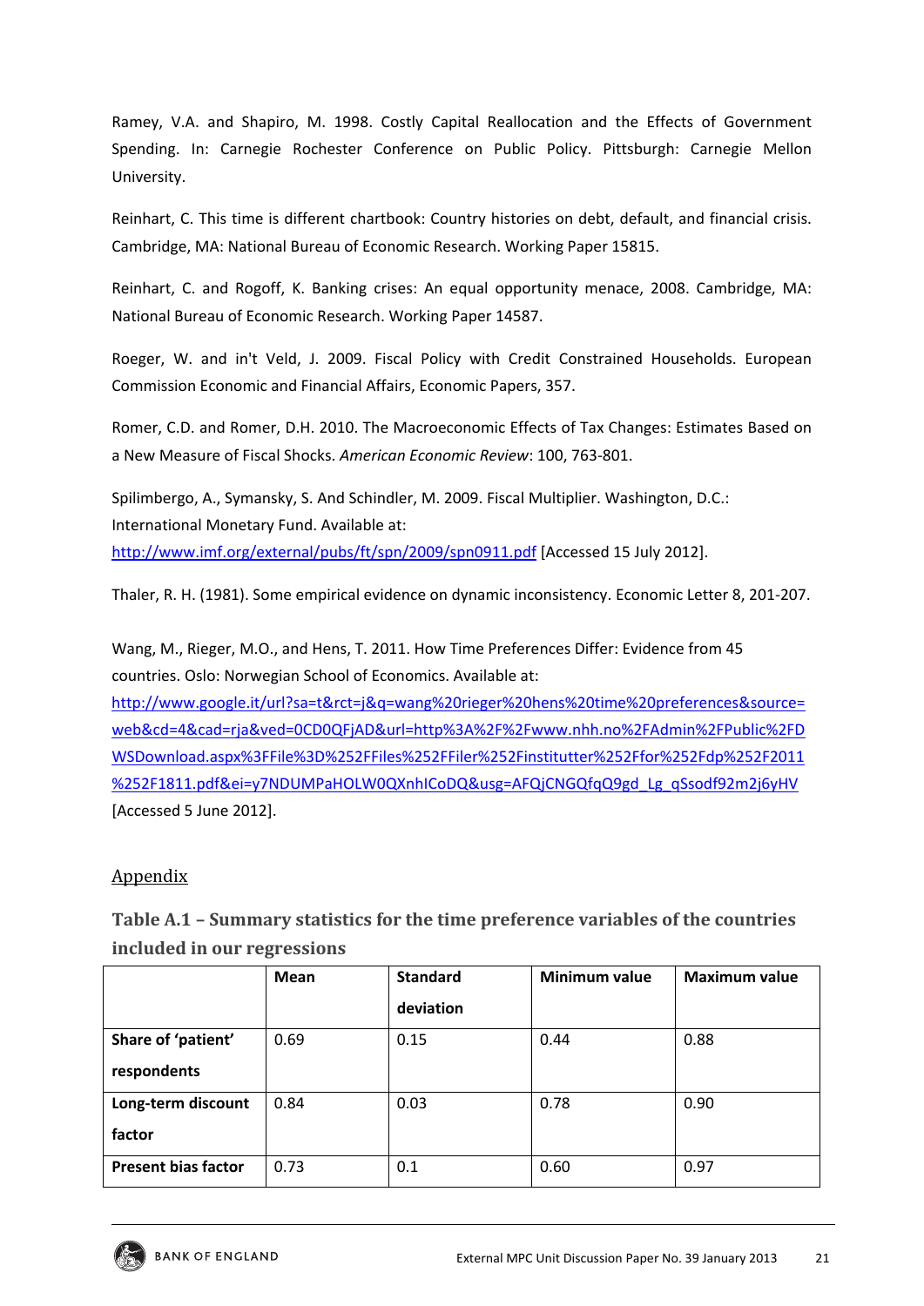Ramey, V.A. and Shapiro, M. 1998. Costly Capital Reallocation and the Effects of Government Spending. In: Carnegie Rochester Conference on Public Policy. Pittsburgh: Carnegie Mellon University.

Reinhart, C. This time is different chartbook: Country histories on debt, default, and financial crisis. Cambridge, MA: National Bureau of Economic Research. Working Paper 15815.

Reinhart, C. and Rogoff, K. Banking crises: An equal opportunity menace, 2008. Cambridge, MA: National Bureau of Economic Research. Working Paper 14587.

Roeger, W. and in't Veld, J. 2009. Fiscal Policy with Credit Constrained Households. European Commission Economic and Financial Affairs, Economic Papers, 357.

Romer, C.D. and Romer, D.H. 2010. The Macroeconomic Effects of Tax Changes: Estimates Based on a New Measure of Fiscal Shocks. *American Economic Review*: 100, 763-801.

Spilimbergo, A., Symansky, S. And Schindler, M. 2009. Fiscal Multiplier. Washington, D.C.: International Monetary Fund. Available at: http://www.imf.org/external/pubs/ft/spn/2009/spn0911.pdf [Accessed 15 July 2012].

Thaler, R. H. (1981). Some empirical evidence on dynamic inconsistency. Economic Letter 8, 201-207.

Wang, M., Rieger, M.O., and Hens, T. 2011. How Time Preferences Differ: Evidence from 45 countries. Oslo: Norwegian School of Economics. Available at: http://www.google.it/url?sa=t&rct=j&q=wang%20rieger%20hens%20time%20preferences&source=web&cd=4&cad=rja&ved=0CD0QFjAD&url=http%3A%2F%2Fwww.nhh.no%2FAdmin%2FPublic%2FDWSDownload.aspx%3FFile%3D%252FFiles%252FFiler%252Finstitutter%252Ffor%252Fdp%252F2011%252F1811.pdf&ei=y7NDUMPaHOLW0QXnhICoDQ&usg=AFQjCNGQfqQ9gd_Lg_qSsodf92m2j6yHV [Accessed 5 June 2012].

## Appendix

### Table A.1 – Summary statistics for the time preference variables of the countries included in our regressions

| | Mean | Standard deviation | Minimum value | Maximum value |
|---|---|---|---|---|
| **Share of 'patient' respondents** | 0.69 | 0.15 | 0.44 | 0.88 |
| **Long-term discount factor** | 0.84 | 0.03 | 0.78 | 0.90 |
| **Present bias factor** | 0.73 | 0.1 | 0.60 | 0.97 |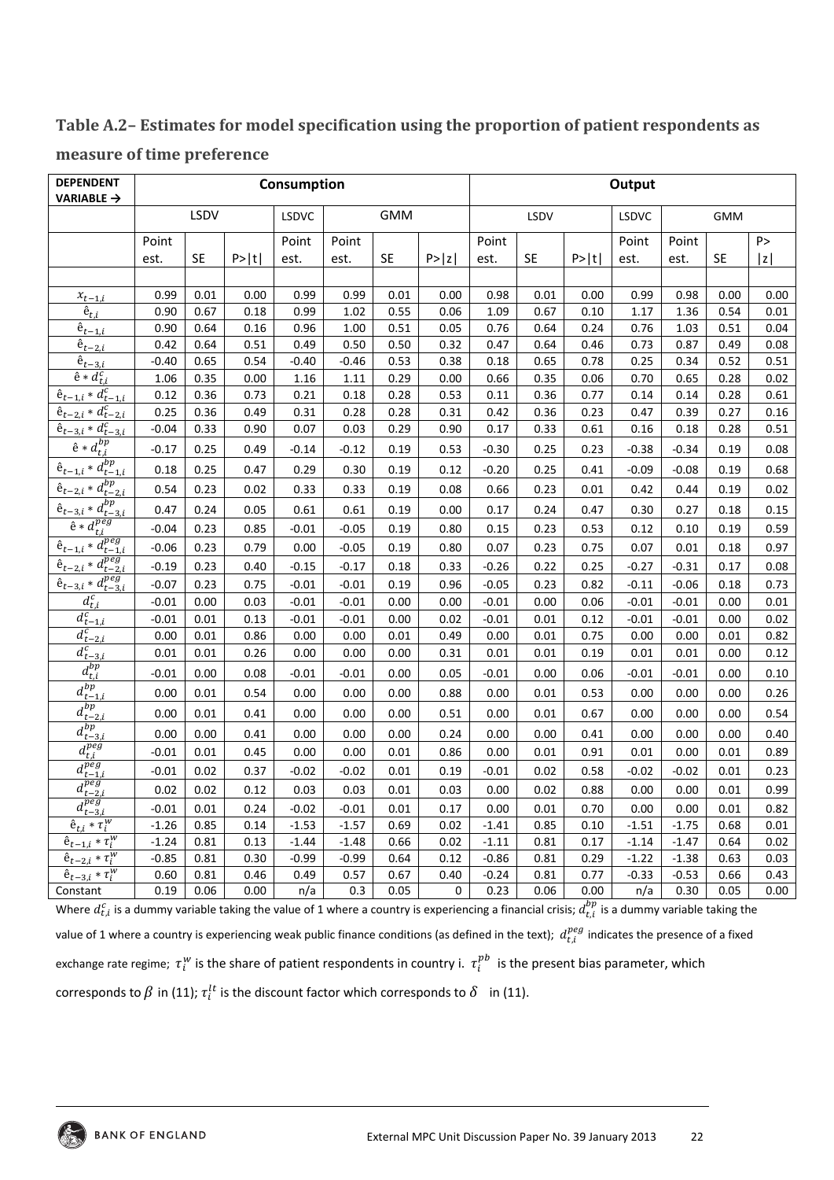## Table A.2– Estimates for model specification using the proportion of patient respondents as measure of time preference

| DEPENDENT VARIABLE → | Consumption | | | | | | | Output | | | | | | |
|---|---|---|---|---|---|---|---|---|---|---|---|---|---|---|
| | LSDV | | | LSDVC | GMM | | | LSDV | | | LSDVC | GMM | | |
| | Point est. | SE | P>\|t\| | Point est. | Point est. | SE | P>\|z\| | Point est. | SE | P>\|t\| | Point est. | Point est. | SE | P> \|z\| |
| $x_{t-1,i}$ | 0.99 | 0.01 | 0.00 | 0.99 | 0.99 | 0.01 | 0.00 | 0.98 | 0.01 | 0.00 | 0.99 | 0.98 | 0.00 | 0.00 |
| $\hat{e}_{t,i}$ | 0.90 | 0.67 | 0.18 | 0.99 | 1.02 | 0.55 | 0.06 | 1.09 | 0.67 | 0.10 | 1.17 | 1.36 | 0.54 | 0.01 |
| $\hat{e}_{t-1,i}$ | 0.90 | 0.64 | 0.16 | 0.96 | 1.00 | 0.51 | 0.05 | 0.76 | 0.64 | 0.24 | 0.76 | 1.03 | 0.51 | 0.04 |
| $\hat{e}_{t-2,i}$ | 0.42 | 0.64 | 0.51 | 0.49 | 0.50 | 0.50 | 0.32 | 0.47 | 0.64 | 0.46 | 0.73 | 0.87 | 0.49 | 0.08 |
| $\hat{e}_{t-3,i}$ | -0.40 | 0.65 | 0.54 | -0.40 | -0.46 | 0.53 | 0.38 | 0.18 | 0.65 | 0.78 | 0.25 | 0.34 | 0.52 | 0.51 |
| $\hat{e} * d^{c}_{t,i}$ | 1.06 | 0.35 | 0.00 | 1.16 | 1.11 | 0.29 | 0.00 | 0.66 | 0.35 | 0.06 | 0.70 | 0.65 | 0.28 | 0.02 |
| $\hat{e}_{t-1,i} * d^{c}_{t-1,i}$ | 0.12 | 0.36 | 0.73 | 0.21 | 0.18 | 0.28 | 0.53 | 0.11 | 0.36 | 0.77 | 0.14 | 0.14 | 0.28 | 0.61 |
| $\hat{e}_{t-2,i} * d^{c}_{t-2,i}$ | 0.25 | 0.36 | 0.49 | 0.31 | 0.28 | 0.28 | 0.31 | 0.42 | 0.36 | 0.23 | 0.47 | 0.39 | 0.27 | 0.16 |
| $\hat{e}_{t-3,i} * d^{c}_{t-3,i}$ | -0.04 | 0.33 | 0.90 | 0.07 | 0.03 | 0.29 | 0.90 | 0.17 | 0.33 | 0.61 | 0.16 | 0.18 | 0.28 | 0.51 |
| $\hat{e} * d^{bp}_{t,i}$ | -0.17 | 0.25 | 0.49 | -0.14 | -0.12 | 0.19 | 0.53 | -0.30 | 0.25 | 0.23 | -0.38 | -0.34 | 0.19 | 0.08 |
| $\hat{e}_{t-1,i} * d^{bp}_{t-1,i}$ | 0.18 | 0.25 | 0.47 | 0.29 | 0.30 | 0.19 | 0.12 | -0.20 | 0.25 | 0.41 | -0.09 | -0.08 | 0.19 | 0.68 |
| $\hat{e}_{t-2,i} * d^{bp}_{t-2,i}$ | 0.54 | 0.23 | 0.02 | 0.33 | 0.33 | 0.19 | 0.08 | 0.66 | 0.23 | 0.01 | 0.42 | 0.44 | 0.19 | 0.02 |
| $\hat{e}_{t-3,i} * d^{bp}_{t-3,i}$ | 0.47 | 0.24 | 0.05 | 0.61 | 0.61 | 0.19 | 0.00 | 0.17 | 0.24 | 0.47 | 0.30 | 0.27 | 0.18 | 0.15 |
| $\hat{e} * d^{peg}_{t,i}$ | -0.04 | 0.23 | 0.85 | -0.01 | -0.05 | 0.19 | 0.80 | 0.15 | 0.23 | 0.53 | 0.12 | 0.10 | 0.19 | 0.59 |
| $\hat{e}_{t-1,i} * d^{peg}_{t-1,i}$ | -0.06 | 0.23 | 0.79 | 0.00 | -0.05 | 0.19 | 0.80 | 0.07 | 0.23 | 0.75 | 0.07 | 0.01 | 0.18 | 0.97 |
| $\hat{e}_{t-2,i} * d^{peg}_{t-2,i}$ | -0.19 | 0.23 | 0.40 | -0.15 | -0.17 | 0.18 | 0.33 | -0.26 | 0.22 | 0.25 | -0.27 | -0.31 | 0.17 | 0.08 |
| $\hat{e}_{t-3,i} * d^{peg}_{t-3,i}$ | -0.07 | 0.23 | 0.75 | -0.01 | -0.01 | 0.19 | 0.96 | -0.05 | 0.23 | 0.82 | -0.11 | -0.06 | 0.18 | 0.73 |
| $d^{c}_{t,i}$ | -0.01 | 0.00 | 0.03 | -0.01 | -0.01 | 0.00 | 0.00 | -0.01 | 0.00 | 0.06 | -0.01 | -0.01 | 0.00 | 0.01 |
| $d^{c}_{t-1,i}$ | -0.01 | 0.01 | 0.13 | -0.01 | -0.01 | 0.00 | 0.02 | -0.01 | 0.01 | 0.12 | -0.01 | -0.01 | 0.00 | 0.02 |
| $d^{c}_{t-2,i}$ | 0.00 | 0.01 | 0.86 | 0.00 | 0.00 | 0.01 | 0.49 | 0.00 | 0.01 | 0.75 | 0.00 | 0.00 | 0.01 | 0.82 |
| $d^{c}_{t-3,i}$ | 0.01 | 0.01 | 0.26 | 0.00 | 0.00 | 0.00 | 0.31 | 0.01 | 0.01 | 0.19 | 0.01 | 0.01 | 0.00 | 0.12 |
| $d^{bp}_{t,i}$ | -0.01 | 0.00 | 0.08 | -0.01 | -0.01 | 0.00 | 0.05 | -0.01 | 0.00 | 0.06 | -0.01 | -0.01 | 0.00 | 0.10 |
| $d^{bp}_{t-1,i}$ | 0.00 | 0.01 | 0.54 | 0.00 | 0.00 | 0.00 | 0.88 | 0.00 | 0.01 | 0.53 | 0.00 | 0.00 | 0.00 | 0.26 |
| $d^{bp}_{t-2,i}$ | 0.00 | 0.01 | 0.41 | 0.00 | 0.00 | 0.00 | 0.51 | 0.00 | 0.01 | 0.67 | 0.00 | 0.00 | 0.00 | 0.54 |
| $d^{bp}_{t-3,i}$ | 0.00 | 0.00 | 0.41 | 0.00 | 0.00 | 0.00 | 0.24 | 0.00 | 0.00 | 0.41 | 0.00 | 0.00 | 0.00 | 0.40 |
| $d^{peg}_{t,i}$ | -0.01 | 0.01 | 0.45 | 0.00 | 0.00 | 0.01 | 0.86 | 0.00 | 0.01 | 0.91 | 0.01 | 0.00 | 0.01 | 0.89 |
| $d^{peg}_{t-1,i}$ | -0.01 | 0.02 | 0.37 | -0.02 | -0.02 | 0.01 | 0.19 | -0.01 | 0.02 | 0.58 | -0.02 | -0.02 | 0.01 | 0.23 |
| $d^{peg}_{t-2,i}$ | 0.02 | 0.02 | 0.12 | 0.03 | 0.03 | 0.01 | 0.03 | 0.00 | 0.02 | 0.88 | 0.00 | 0.00 | 0.01 | 0.99 |
| $d^{peg}_{t-3,i}$ | -0.01 | 0.01 | 0.24 | -0.02 | -0.01 | 0.01 | 0.17 | 0.00 | 0.01 | 0.70 | 0.00 | 0.00 | 0.01 | 0.82 |
| $\hat{e}_{t,i} * \tau^{w}_{i}$ | -1.26 | 0.85 | 0.14 | -1.53 | -1.57 | 0.69 | 0.02 | -1.41 | 0.85 | 0.10 | -1.51 | -1.75 | 0.68 | 0.01 |
| $\hat{e}_{t-1,i} * \tau^{w}_{i}$ | -1.24 | 0.81 | 0.13 | -1.44 | -1.48 | 0.66 | 0.02 | -1.11 | 0.81 | 0.17 | -1.14 | -1.47 | 0.64 | 0.02 |
| $\hat{e}_{t-2,i} * \tau^{w}_{i}$ | -0.85 | 0.81 | 0.30 | -0.99 | -0.99 | 0.64 | 0.12 | -0.86 | 0.81 | 0.29 | -1.22 | -1.38 | 0.63 | 0.03 |
| $\hat{e}_{t-3,i} * \tau^{w}_{i}$ | 0.60 | 0.81 | 0.46 | 0.49 | 0.57 | 0.67 | 0.40 | -0.24 | 0.81 | 0.77 | -0.33 | -0.53 | 0.66 | 0.43 |
| Constant | 0.19 | 0.06 | 0.00 | n/a | 0.3 | 0.05 | 0 | 0.23 | 0.06 | 0.00 | n/a | 0.30 | 0.05 | 0.00 |

Where $d^{c}_{t,i}$ is a dummy variable taking the value of 1 where a country is experiencing a financial crisis; $d^{bp}_{t,i}$ is a dummy variable taking the value of 1 where a country is experiencing weak public finance conditions (as defined in the text); $d^{peg}_{t,i}$ indicates the presence of a fixed exchange rate regime; $\tau^{w}_{i}$ is the share of patient respondents in country i. $\tau^{pb}_{i}$ is the present bias parameter, which corresponds to $\beta$ in (11); $\tau^{lt}_{i}$ is the discount factor which corresponds to $\delta$ in (11).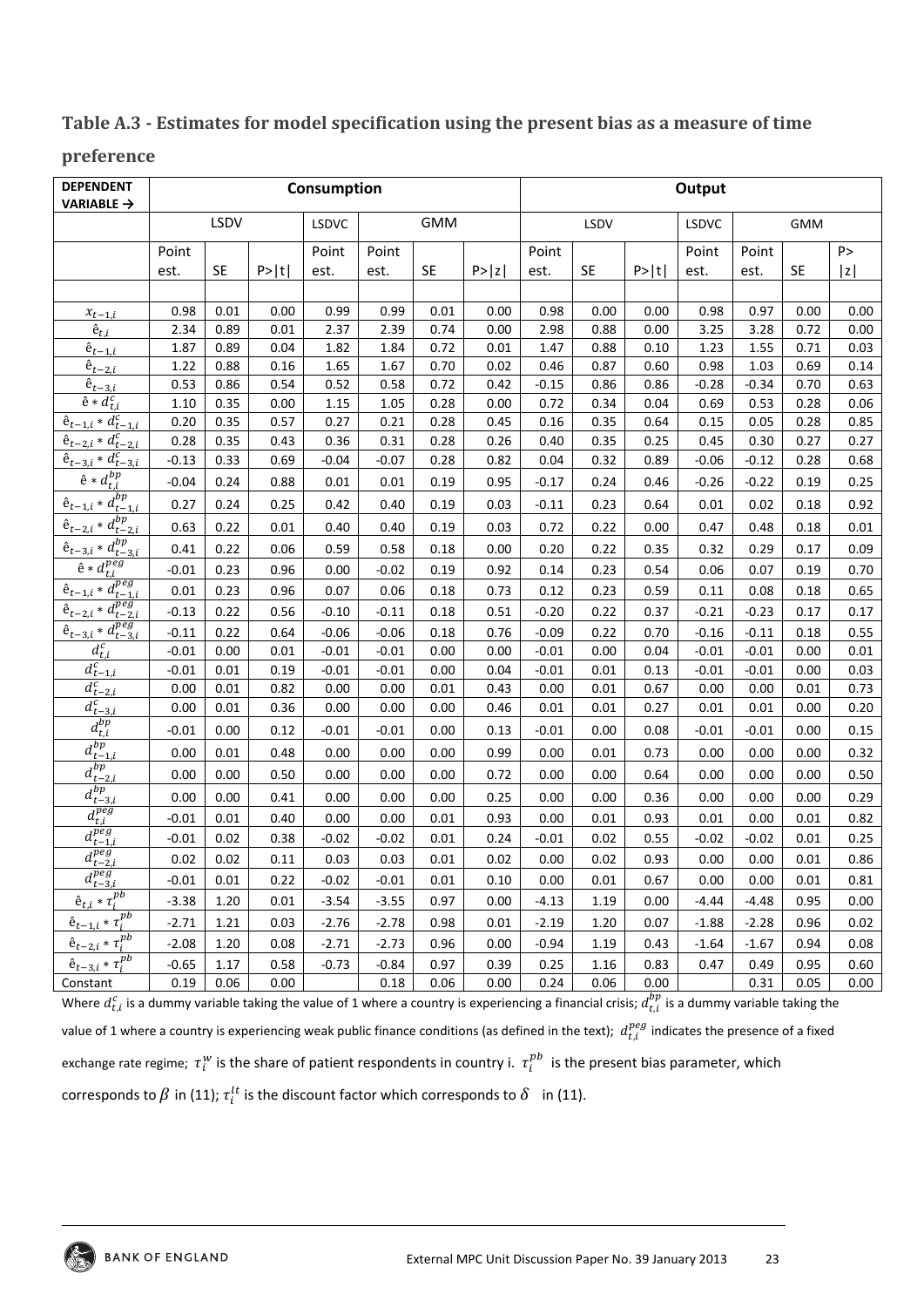## Table A.3 - Estimates for model specification using the present bias as a measure of time preference

| DEPENDENT VARIABLE → | Consumption | | | | | | | Output | | | | | | |
|---|---|---|---|---|---|---|---|---|---|---|---|---|---|---|
| | LSDV | | | LSDVC | GMM | | | LSDV | | | LSDVC | GMM | | |
| | Point est. | SE | P>\|t\| | Point est. | Point est. | SE | P>\|z\| | Point est. | SE | P>\|t\| | Point est. | Point est. | SE | P>\|z\| |
| $x_{t-1,i}$ | 0.98 | 0.01 | 0.00 | 0.99 | 0.99 | 0.01 | 0.00 | 0.98 | 0.00 | 0.00 | 0.98 | 0.97 | 0.00 | 0.00 |
| $\hat{e}_{t,i}$ | 2.34 | 0.89 | 0.01 | 2.37 | 2.39 | 0.74 | 0.00 | 2.98 | 0.88 | 0.00 | 3.25 | 3.28 | 0.72 | 0.00 |
| $\hat{e}_{t-1,i}$ | 1.87 | 0.89 | 0.04 | 1.82 | 1.84 | 0.72 | 0.01 | 1.47 | 0.88 | 0.10 | 1.23 | 1.55 | 0.71 | 0.03 |
| $\hat{e}_{t-2,i}$ | 1.22 | 0.88 | 0.16 | 1.65 | 1.67 | 0.70 | 0.02 | 0.46 | 0.87 | 0.60 | 0.98 | 1.03 | 0.69 | 0.14 |
| $\hat{e}_{t-3,i}$ | 0.53 | 0.86 | 0.54 | 0.52 | 0.58 | 0.72 | 0.42 | -0.15 | 0.86 | 0.86 | -0.28 | -0.34 | 0.70 | 0.63 |
| $\hat{e} * d^{c}_{t,i}$ | 1.10 | 0.35 | 0.00 | 1.15 | 1.05 | 0.28 | 0.00 | 0.72 | 0.34 | 0.04 | 0.69 | 0.53 | 0.28 | 0.06 |
| $\hat{e}_{t-1,i} * d^{c}_{t-1,i}$ | 0.20 | 0.35 | 0.57 | 0.27 | 0.21 | 0.28 | 0.45 | 0.16 | 0.35 | 0.64 | 0.15 | 0.05 | 0.28 | 0.85 |
| $\hat{e}_{t-2,i} * d^{c}_{t-2,i}$ | 0.28 | 0.35 | 0.43 | 0.36 | 0.31 | 0.28 | 0.26 | 0.40 | 0.35 | 0.25 | 0.45 | 0.30 | 0.27 | 0.27 |
| $\hat{e}_{t-3,i} * d^{c}_{t-3,i}$ | -0.13 | 0.33 | 0.69 | -0.04 | -0.07 | 0.28 | 0.82 | 0.04 | 0.32 | 0.89 | -0.06 | -0.12 | 0.28 | 0.68 |
| $\hat{e} * d^{bp}_{t,i}$ | -0.04 | 0.24 | 0.88 | 0.01 | 0.01 | 0.19 | 0.95 | -0.17 | 0.24 | 0.46 | -0.26 | -0.22 | 0.19 | 0.25 |
| $\hat{e}_{t-1,i} * d^{bp}_{t-1,i}$ | 0.27 | 0.24 | 0.25 | 0.42 | 0.40 | 0.19 | 0.03 | -0.11 | 0.23 | 0.64 | 0.01 | 0.02 | 0.18 | 0.92 |
| $\hat{e}_{t-2,i} * d^{bp}_{t-2,i}$ | 0.63 | 0.22 | 0.01 | 0.40 | 0.40 | 0.19 | 0.03 | 0.72 | 0.22 | 0.00 | 0.47 | 0.48 | 0.18 | 0.01 |
| $\hat{e}_{t-3,i} * d^{bp}_{t-3,i}$ | 0.41 | 0.22 | 0.06 | 0.59 | 0.58 | 0.18 | 0.00 | 0.20 | 0.22 | 0.35 | 0.32 | 0.29 | 0.17 | 0.09 |
| $\hat{e} * d^{peg}_{t,i}$ | -0.01 | 0.23 | 0.96 | 0.00 | -0.02 | 0.19 | 0.92 | 0.14 | 0.23 | 0.54 | 0.06 | 0.07 | 0.19 | 0.70 |
| $\hat{e}_{t-1,i} * d^{peg}_{t-1,i}$ | 0.01 | 0.23 | 0.96 | 0.07 | 0.06 | 0.18 | 0.73 | 0.12 | 0.23 | 0.59 | 0.11 | 0.08 | 0.18 | 0.65 |
| $\hat{e}_{t-2,i} * d^{peg}_{t-2,i}$ | -0.13 | 0.22 | 0.56 | -0.10 | -0.11 | 0.18 | 0.51 | -0.20 | 0.22 | 0.37 | -0.21 | -0.23 | 0.17 | 0.17 |
| $\hat{e}_{t-3,i} * d^{peg}_{t-3,i}$ | -0.11 | 0.22 | 0.64 | -0.06 | -0.06 | 0.18 | 0.76 | -0.09 | 0.22 | 0.70 | -0.16 | -0.11 | 0.18 | 0.55 |
| $d^{c}_{t,i}$ | -0.01 | 0.00 | 0.01 | -0.01 | -0.01 | 0.00 | 0.00 | -0.01 | 0.00 | 0.04 | -0.01 | -0.01 | 0.00 | 0.01 |
| $d^{c}_{t-1,i}$ | -0.01 | 0.01 | 0.19 | -0.01 | -0.01 | 0.00 | 0.04 | -0.01 | 0.01 | 0.13 | -0.01 | -0.01 | 0.00 | 0.03 |
| $d^{c}_{t-2,i}$ | 0.00 | 0.01 | 0.82 | 0.00 | 0.00 | 0.01 | 0.43 | 0.00 | 0.01 | 0.67 | 0.00 | 0.00 | 0.01 | 0.73 |
| $d^{c}_{t-3,i}$ | 0.00 | 0.01 | 0.36 | 0.00 | 0.00 | 0.00 | 0.46 | 0.01 | 0.01 | 0.27 | 0.01 | 0.01 | 0.00 | 0.20 |
| $d^{bp}_{t,i}$ | -0.01 | 0.00 | 0.12 | -0.01 | -0.01 | 0.00 | 0.13 | -0.01 | 0.00 | 0.08 | -0.01 | -0.01 | 0.00 | 0.15 |
| $d^{bp}_{t-1,i}$ | 0.00 | 0.01 | 0.48 | 0.00 | 0.00 | 0.00 | 0.99 | 0.00 | 0.01 | 0.73 | 0.00 | 0.00 | 0.00 | 0.32 |
| $d^{bp}_{t-2,i}$ | 0.00 | 0.00 | 0.50 | 0.00 | 0.00 | 0.00 | 0.72 | 0.00 | 0.00 | 0.64 | 0.00 | 0.00 | 0.00 | 0.50 |
| $d^{bp}_{t-3,i}$ | 0.00 | 0.00 | 0.41 | 0.00 | 0.00 | 0.00 | 0.25 | 0.00 | 0.00 | 0.36 | 0.00 | 0.00 | 0.00 | 0.29 |
| $d^{peg}_{t,i}$ | -0.01 | 0.01 | 0.40 | 0.00 | 0.00 | 0.01 | 0.93 | 0.00 | 0.01 | 0.93 | 0.01 | 0.00 | 0.01 | 0.82 |
| $d^{peg}_{t-1,i}$ | -0.01 | 0.02 | 0.38 | -0.02 | -0.02 | 0.01 | 0.24 | -0.01 | 0.02 | 0.55 | -0.02 | -0.02 | 0.01 | 0.25 |
| $d^{peg}_{t-2,i}$ | 0.02 | 0.02 | 0.11 | 0.03 | 0.03 | 0.01 | 0.02 | 0.00 | 0.02 | 0.93 | 0.00 | 0.00 | 0.01 | 0.86 |
| $d^{peg}_{t-3,i}$ | -0.01 | 0.01 | 0.22 | -0.02 | -0.01 | 0.01 | 0.10 | 0.00 | 0.01 | 0.67 | 0.00 | 0.00 | 0.01 | 0.81 |
| $\hat{e}_{t,i} * \tau^{pb}_{i}$ | -3.38 | 1.20 | 0.01 | -3.54 | -3.55 | 0.97 | 0.00 | -4.13 | 1.19 | 0.00 | -4.44 | -4.48 | 0.95 | 0.00 |
| $\hat{e}_{t-1,i} * \tau^{pb}_{i}$ | -2.71 | 1.21 | 0.03 | -2.76 | -2.78 | 0.98 | 0.01 | -2.19 | 1.20 | 0.07 | -1.88 | -2.28 | 0.96 | 0.02 |
| $\hat{e}_{t-2,i} * \tau^{pb}_{i}$ | -2.08 | 1.20 | 0.08 | -2.71 | -2.73 | 0.96 | 0.00 | -0.94 | 1.19 | 0.43 | -1.64 | -1.67 | 0.94 | 0.08 |
| $\hat{e}_{t-3,i} * \tau^{pb}_{i}$ | -0.65 | 1.17 | 0.58 | -0.73 | -0.84 | 0.97 | 0.39 | 0.25 | 1.16 | 0.83 | 0.47 | 0.49 | 0.95 | 0.60 |
| Constant | 0.19 | 0.06 | 0.00 | | 0.18 | 0.06 | 0.00 | 0.24 | 0.06 | 0.00 | | 0.31 | 0.05 | 0.00 |

Where $d^{c}_{t,i}$ is a dummy variable taking the value of 1 where a country is experiencing a financial crisis; $d^{bp}_{t,i}$ is a dummy variable taking the value of 1 where a country is experiencing weak public finance conditions (as defined in the text); $d^{peg}_{t,i}$ indicates the presence of a fixed exchange rate regime; $\tau^{w}_{i}$ is the share of patient respondents in country i. $\tau^{pb}_{i}$ is the present bias parameter, which corresponds to $\beta$ in (11); $\tau^{lt}_{i}$ is the discount factor which corresponds to $\delta$ in (11).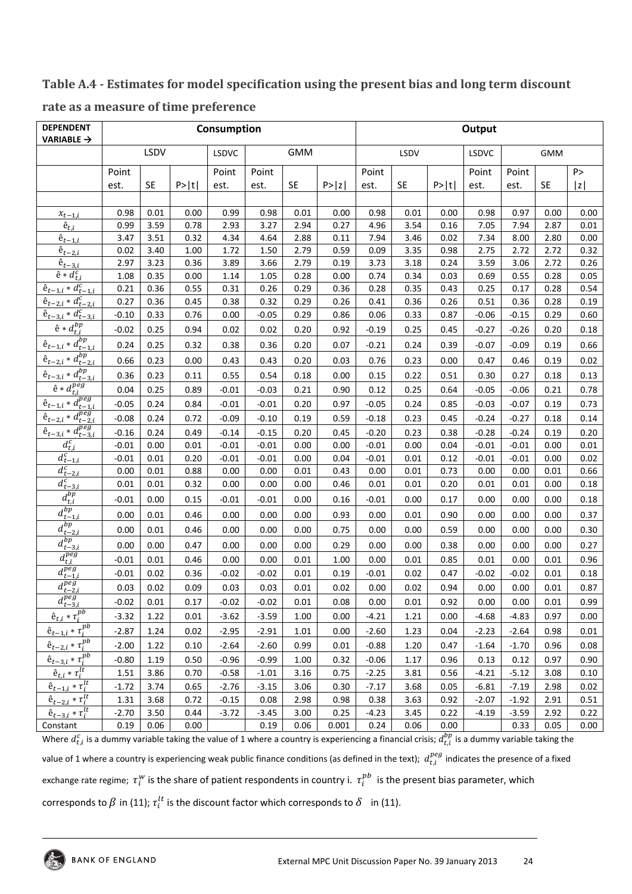## Table A.4 - Estimates for model specification using the present bias and long term discount rate as a measure of time preference

| DEPENDENT VARIABLE → | Consumption | | | | | | | Output | | | | | | |
|---|---|---|---|---|---|---|---|---|---|---|---|---|---|---|
| | LSDV | | | LSDVC | GMM | | | LSDV | | | LSDVC | GMM | | |
| | Point est. | SE | P>\|t\| | Point est. | Point est. | SE | P>\|z\| | Point est. | SE | P>\|t\| | Point est. | Point est. | SE | P> \|z\| |
| $x_{t-1,i}$ | 0.98 | 0.01 | 0.00 | 0.99 | 0.98 | 0.01 | 0.00 | 0.98 | 0.01 | 0.00 | 0.98 | 0.97 | 0.00 | 0.00 |
| $\hat{e}_{t,i}$ | 0.99 | 3.59 | 0.78 | 2.93 | 3.27 | 2.94 | 0.27 | 4.96 | 3.54 | 0.16 | 7.05 | 7.94 | 2.87 | 0.01 |
| $\hat{e}_{t-1,i}$ | 3.47 | 3.51 | 0.32 | 4.34 | 4.64 | 2.88 | 0.11 | 7.94 | 3.46 | 0.02 | 7.34 | 8.00 | 2.80 | 0.00 |
| $\hat{e}_{t-2,i}$ | 0.02 | 3.40 | 1.00 | 1.72 | 1.50 | 2.79 | 0.59 | 0.09 | 3.35 | 0.98 | 2.75 | 2.72 | 2.72 | 0.32 |
| $\hat{e}_{t-3,i}$ | 2.97 | 3.23 | 0.36 | 3.89 | 3.66 | 2.79 | 0.19 | 3.73 | 3.18 | 0.24 | 3.59 | 3.06 | 2.72 | 0.26 |
| $\hat{e} * d^{c}_{t,i}$ | 1.08 | 0.35 | 0.00 | 1.14 | 1.05 | 0.28 | 0.00 | 0.74 | 0.34 | 0.03 | 0.69 | 0.55 | 0.28 | 0.05 |
| $\hat{e}_{t-1,i} * d^{c}_{t-1,i}$ | 0.21 | 0.36 | 0.55 | 0.31 | 0.26 | 0.29 | 0.36 | 0.28 | 0.35 | 0.43 | 0.25 | 0.17 | 0.28 | 0.54 |
| $\hat{e}_{t-2,i} * d^{c}_{t-2,i}$ | 0.27 | 0.36 | 0.45 | 0.38 | 0.32 | 0.29 | 0.26 | 0.41 | 0.36 | 0.26 | 0.51 | 0.36 | 0.28 | 0.19 |
| $\hat{e}_{t-3,i} * d^{c}_{t-3,i}$ | -0.10 | 0.33 | 0.76 | 0.00 | -0.05 | 0.29 | 0.86 | 0.06 | 0.33 | 0.87 | -0.06 | -0.15 | 0.29 | 0.60 |
| $\hat{e} * d^{bp}_{t,i}$ | -0.02 | 0.25 | 0.94 | 0.02 | 0.02 | 0.20 | 0.92 | -0.19 | 0.25 | 0.45 | -0.27 | -0.26 | 0.20 | 0.18 |
| $\hat{e}_{t-1,i} * d^{bp}_{t-1,i}$ | 0.24 | 0.25 | 0.32 | 0.38 | 0.36 | 0.20 | 0.07 | -0.21 | 0.24 | 0.39 | -0.07 | -0.09 | 0.19 | 0.66 |
| $\hat{e}_{t-2,i} * d^{bp}_{t-2,i}$ | 0.66 | 0.23 | 0.00 | 0.43 | 0.43 | 0.20 | 0.03 | 0.76 | 0.23 | 0.00 | 0.47 | 0.46 | 0.19 | 0.02 |
| $\hat{e}_{t-3,i} * d^{bp}_{t-3,i}$ | 0.36 | 0.23 | 0.11 | 0.55 | 0.54 | 0.18 | 0.00 | 0.15 | 0.22 | 0.51 | 0.30 | 0.27 | 0.18 | 0.13 |
| $\hat{e} * d^{peg}_{t,i}$ | 0.04 | 0.25 | 0.89 | -0.01 | -0.03 | 0.21 | 0.90 | 0.12 | 0.25 | 0.64 | -0.05 | -0.06 | 0.21 | 0.78 |
| $\hat{e}_{t-1,i} * d^{peg}_{t-1,i}$ | -0.05 | 0.24 | 0.84 | -0.01 | -0.01 | 0.20 | 0.97 | -0.05 | 0.24 | 0.85 | -0.03 | -0.07 | 0.19 | 0.73 |
| $\hat{e}_{t-2,i} * d^{peg}_{t-2,i}$ | -0.08 | 0.24 | 0.72 | -0.09 | -0.10 | 0.19 | 0.59 | -0.18 | 0.23 | 0.45 | -0.24 | -0.27 | 0.18 | 0.14 |
| $\hat{e}_{t-3,i} * d^{peg}_{t-3,i}$ | -0.16 | 0.24 | 0.49 | -0.14 | -0.15 | 0.20 | 0.45 | -0.20 | 0.23 | 0.38 | -0.28 | -0.24 | 0.19 | 0.20 |
| $d^{c}_{t,i}$ | -0.01 | 0.00 | 0.01 | -0.01 | -0.01 | 0.00 | 0.00 | -0.01 | 0.00 | 0.04 | -0.01 | -0.01 | 0.00 | 0.01 |
| $d^{c}_{t-1,i}$ | -0.01 | 0.01 | 0.20 | -0.01 | -0.01 | 0.00 | 0.04 | -0.01 | 0.01 | 0.12 | -0.01 | -0.01 | 0.00 | 0.02 |
| $d^{c}_{t-2,i}$ | 0.00 | 0.01 | 0.88 | 0.00 | 0.00 | 0.01 | 0.43 | 0.00 | 0.01 | 0.73 | 0.00 | 0.00 | 0.01 | 0.66 |
| $d^{c}_{t-3,i}$ | 0.01 | 0.01 | 0.32 | 0.00 | 0.00 | 0.00 | 0.46 | 0.01 | 0.01 | 0.20 | 0.01 | 0.01 | 0.00 | 0.18 |
| $d^{bp}_{t,i}$ | -0.01 | 0.00 | 0.15 | -0.01 | -0.01 | 0.00 | 0.16 | -0.01 | 0.00 | 0.17 | 0.00 | 0.00 | 0.00 | 0.18 |
| $d^{bp}_{t-1,i}$ | 0.00 | 0.01 | 0.46 | 0.00 | 0.00 | 0.00 | 0.93 | 0.00 | 0.01 | 0.90 | 0.00 | 0.00 | 0.00 | 0.37 |
| $d^{bp}_{t-2,i}$ | 0.00 | 0.01 | 0.46 | 0.00 | 0.00 | 0.00 | 0.75 | 0.00 | 0.00 | 0.59 | 0.00 | 0.00 | 0.00 | 0.30 |
| $d^{bp}_{t-3,i}$ | 0.00 | 0.00 | 0.47 | 0.00 | 0.00 | 0.00 | 0.29 | 0.00 | 0.00 | 0.38 | 0.00 | 0.00 | 0.00 | 0.27 |
| $d^{peg}_{t,i}$ | -0.01 | 0.01 | 0.46 | 0.00 | 0.00 | 0.01 | 1.00 | 0.00 | 0.01 | 0.85 | 0.01 | 0.00 | 0.01 | 0.96 |
| $d^{peg}_{t-1,i}$ | -0.01 | 0.02 | 0.36 | -0.02 | -0.02 | 0.01 | 0.19 | -0.01 | 0.02 | 0.47 | -0.02 | -0.02 | 0.01 | 0.18 |
| $d^{peg}_{t-2,i}$ | 0.03 | 0.02 | 0.09 | 0.03 | 0.03 | 0.01 | 0.02 | 0.00 | 0.02 | 0.94 | 0.00 | 0.00 | 0.01 | 0.87 |
| $d^{peg}_{t-3,i}$ | -0.02 | 0.01 | 0.17 | -0.02 | -0.02 | 0.01 | 0.08 | 0.00 | 0.01 | 0.92 | 0.00 | 0.00 | 0.01 | 0.99 |
| $\hat{e}_{t,i} * \tau^{pb}_{i}$ | -3.32 | 1.22 | 0.01 | -3.62 | -3.59 | 1.00 | 0.00 | -4.21 | 1.21 | 0.00 | -4.68 | -4.83 | 0.97 | 0.00 |
| $\hat{e}_{t-1,i} * \tau^{pb}_{i}$ | -2.87 | 1.24 | 0.02 | -2.95 | -2.91 | 1.01 | 0.00 | -2.60 | 1.23 | 0.04 | -2.23 | -2.64 | 0.98 | 0.01 |
| $\hat{e}_{t-2,i} * \tau^{pb}_{i}$ | -2.00 | 1.22 | 0.10 | -2.64 | -2.60 | 0.99 | 0.01 | -0.88 | 1.20 | 0.47 | -1.64 | -1.70 | 0.96 | 0.08 |
| $\hat{e}_{t-3,i} * \tau^{pb}_{i}$ | -0.80 | 1.19 | 0.50 | -0.96 | -0.99 | 1.00 | 0.32 | -0.06 | 1.17 | 0.96 | 0.13 | 0.12 | 0.97 | 0.90 |
| $\hat{e}_{t,i} * \tau^{lt}_{i}$ | 1.51 | 3.86 | 0.70 | -0.58 | -1.01 | 3.16 | 0.75 | -2.25 | 3.81 | 0.56 | -4.21 | -5.12 | 3.08 | 0.10 |
| $\hat{e}_{t-1,i} * \tau^{lt}_{i}$ | -1.72 | 3.74 | 0.65 | -2.76 | -3.15 | 3.06 | 0.30 | -7.17 | 3.68 | 0.05 | -6.81 | -7.19 | 2.98 | 0.02 |
| $\hat{e}_{t-2,i} * \tau^{lt}_{i}$ | 1.31 | 3.68 | 0.72 | -0.15 | 0.08 | 2.98 | 0.98 | 0.38 | 3.63 | 0.92 | -2.07 | -1.92 | 2.91 | 0.51 |
| $\hat{e}_{t-3,i} * \tau^{lt}_{i}$ | -2.70 | 3.50 | 0.44 | -3.72 | -3.45 | 3.00 | 0.25 | -4.23 | 3.45 | 0.22 | -4.19 | -3.59 | 2.92 | 0.22 |
| Constant | 0.19 | 0.06 | 0.00 | | 0.19 | 0.06 | 0.001 | 0.24 | 0.06 | 0.00 | | 0.33 | 0.05 | 0.00 |

Where $d^{c}_{t,i}$ is a dummy variable taking the value of 1 where a country is experiencing a financial crisis; $d^{bp}_{t,i}$ is a dummy variable taking the value of 1 where a country is experiencing weak public finance conditions (as defined in the text); $d^{peg}_{t,i}$ indicates the presence of a fixed exchange rate regime; $\tau^{w}_{i}$ is the share of patient respondents in country i. $\tau^{pb}_{i}$ is the present bias parameter, which corresponds to $\beta$ in (11); $\tau^{lt}_{i}$ is the discount factor which corresponds to $\delta$ in (11).